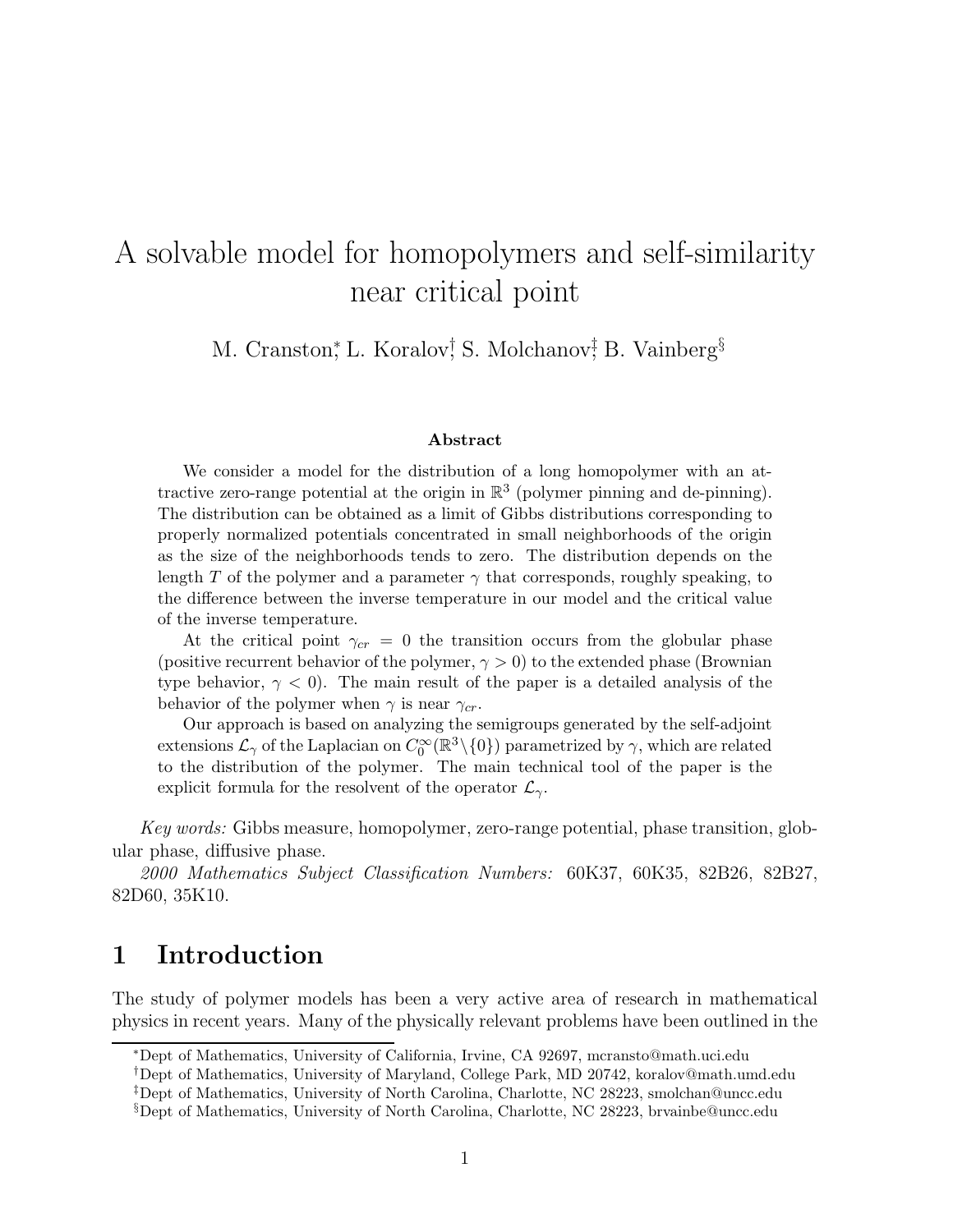# A solvable model for homopolymers and self-similarity near critical point

M. Cranston[*], L. Koralov[†], S. Molchanov[‡], B. Vainberg[§]

### Abstract

We consider a model for the distribution of a long homopolymer with an attractive zero-range potential at the origin in $\mathbb{R}^3$ (polymer pinning and de-pinning). The distribution can be obtained as a limit of Gibbs distributions corresponding to properly normalized potentials concentrated in small neighborhoods of the origin as the size of the neighborhoods tends to zero. The distribution depends on the length $T$ of the polymer and a parameter $\gamma$ that corresponds, roughly speaking, to the difference between the inverse temperature in our model and the critical value of the inverse temperature.

At the critical point $\gamma_{cr} = 0$ the transition occurs from the globular phase (positive recurrent behavior of the polymer, $\gamma > 0$) to the extended phase (Brownian type behavior, $\gamma < 0$). The main result of the paper is a detailed analysis of the behavior of the polymer when $\gamma$ is near $\gamma_{cr}$.

Our approach is based on analyzing the semigroups generated by the self-adjoint extensions $\mathcal{L}_\gamma$ of the Laplacian on $C_0^\infty(\mathbb{R}^3\backslash\{0\})$ parametrized by $\gamma$, which are related to the distribution of the polymer. The main technical tool of the paper is the explicit formula for the resolvent of the operator $\mathcal{L}_\gamma$.

*Key words:* Gibbs measure, homopolymer, zero-range potential, phase transition, globular phase, diffusive phase.

*2000 Mathematics Subject Classification Numbers:* 60K37, 60K35, 82B26, 82B27, 82D60, 35K10.

## 1 Introduction

The study of polymer models has been a very active area of research in mathematical physics in recent years. Many of the physically relevant problems have been outlined in the

[*] Dept of Mathematics, University of California, Irvine, CA 92697, mcransto@math.uci.edu

[†] Dept of Mathematics, University of Maryland, College Park, MD 20742, koralov@math.umd.edu

[‡] Dept of Mathematics, University of North Carolina, Charlotte, NC 28223, smolchan@uncc.edu

[§] Dept of Mathematics, University of North Carolina, Charlotte, NC 28223, brvainbe@uncc.edu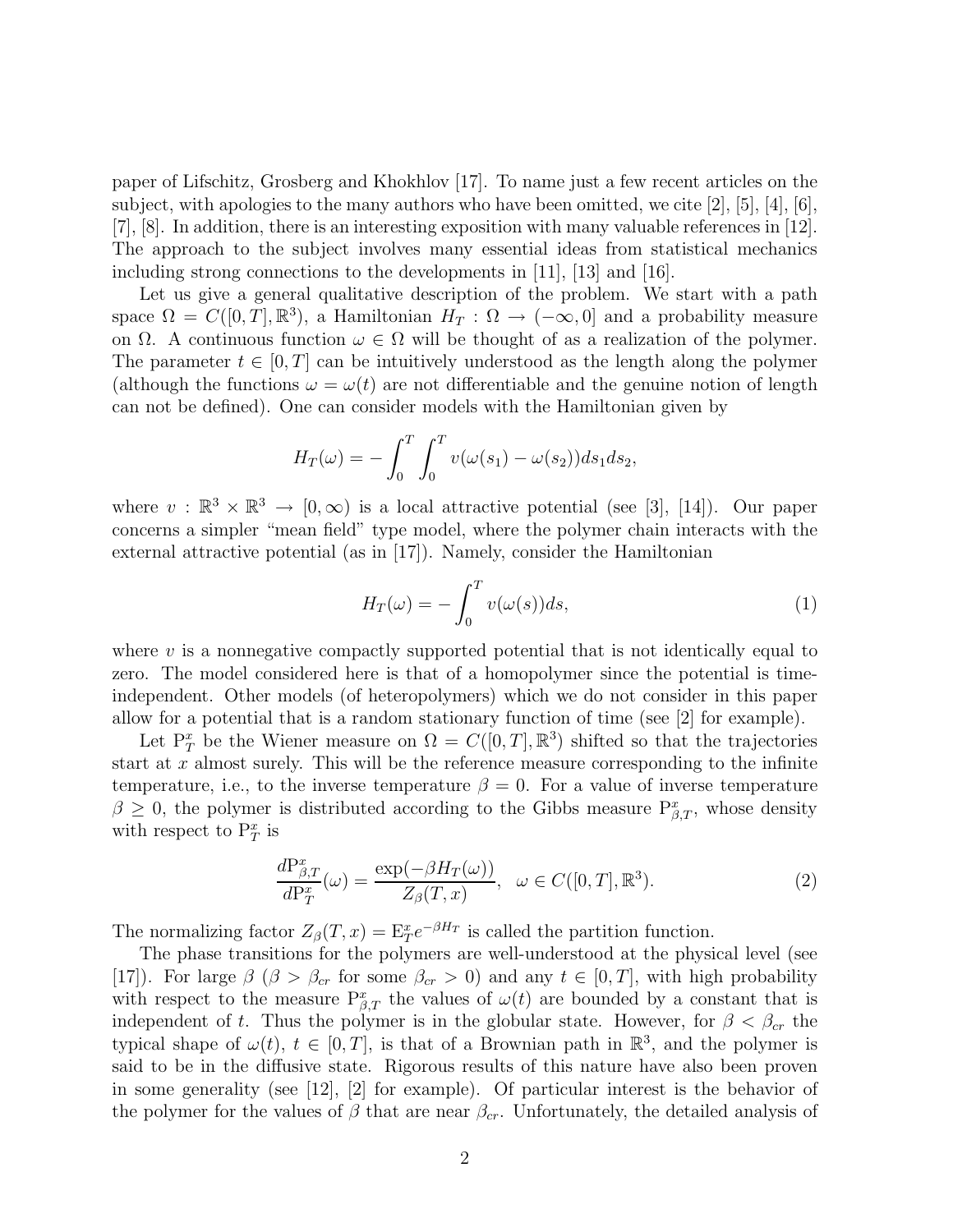paper of Lifschitz, Grosberg and Khokhlov [17]. To name just a few recent articles on the subject, with apologies to the many authors who have been omitted, we cite [2], [5], [4], [6], [7], [8]. In addition, there is an interesting exposition with many valuable references in [12]. The approach to the subject involves many essential ideas from statistical mechanics including strong connections to the developments in [11], [13] and [16].

Let us give a general qualitative description of the problem. We start with a path space $\Omega = C([0,T],\mathbb{R}^3)$, a Hamiltonian $H_T : \Omega \to (-\infty, 0]$ and a probability measure on $\Omega$. A continuous function $\omega \in \Omega$ will be thought of as a realization of the polymer. The parameter $t \in [0,T]$ can be intuitively understood as the length along the polymer (although the functions $\omega = \omega(t)$ are not differentiable and the genuine notion of length can not be defined). One can consider models with the Hamiltonian given by

$$H_T(\omega) = -\int_0^T \int_0^T v(\omega(s_1) - \omega(s_2)) ds_1 ds_2,$$

where $v : \mathbb{R}^3 \times \mathbb{R}^3 \to [0,\infty)$ is a local attractive potential (see [3], [14]). Our paper concerns a simpler "mean field" type model, where the polymer chain interacts with the external attractive potential (as in [17]). Namely, consider the Hamiltonian

$$H_T(\omega) = -\int_0^T v(\omega(s)) ds, \tag{1}$$

where $v$ is a nonnegative compactly supported potential that is not identically equal to zero. The model considered here is that of a homopolymer since the potential is time-independent. Other models (of heteropolymers) which we do not consider in this paper allow for a potential that is a random stationary function of time (see [2] for example).

Let $\mathrm{P}_T^x$ be the Wiener measure on $\Omega = C([0,T],\mathbb{R}^3)$ shifted so that the trajectories start at $x$ almost surely. This will be the reference measure corresponding to the infinite temperature, i.e., to the inverse temperature $\beta = 0$. For a value of inverse temperature $\beta \geq 0$, the polymer is distributed according to the Gibbs measure $\mathrm{P}_{\beta,T}^x$, whose density with respect to $\mathrm{P}_T^x$ is

$$\frac{d\mathrm{P}_{\beta,T}^x}{d\mathrm{P}_T^x}(\omega) = \frac{\exp(-\beta H_T(\omega))}{Z_\beta(T,x)}, \quad \omega \in C([0,T],\mathbb{R}^3). \tag{2}$$

The normalizing factor $Z_\beta(T,x) = \mathrm{E}_T^x e^{-\beta H_T}$ is called the partition function.

The phase transitions for the polymers are well-understood at the physical level (see [17]). For large $\beta$ ($\beta > \beta_{cr}$ for some $\beta_{cr} > 0$) and any $t \in [0,T]$, with high probability with respect to the measure $\mathrm{P}_{\beta,T}^x$ the values of $\omega(t)$ are bounded by a constant that is independent of $t$. Thus the polymer is in the globular state. However, for $\beta < \beta_{cr}$ the typical shape of $\omega(t)$, $t \in [0,T]$, is that of a Brownian path in $\mathbb{R}^3$, and the polymer is said to be in the diffusive state. Rigorous results of this nature have also been proven in some generality (see [12], [2] for example). Of particular interest is the behavior of the polymer for the values of $\beta$ that are near $\beta_{cr}$. Unfortunately, the detailed analysis of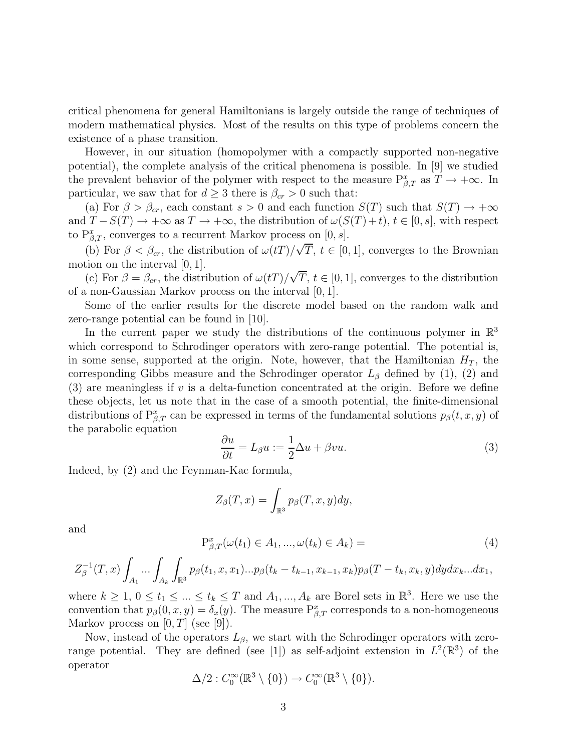critical phenomena for general Hamiltonians is largely outside the range of techniques of modern mathematical physics. Most of the results on this type of problems concern the existence of a phase transition.

However, in our situation (homopolymer with a compactly supported non-negative potential), the complete analysis of the critical phenomena is possible. In [9] we studied the prevalent behavior of the polymer with respect to the measure $\mathrm{P}^x_{\beta,T}$ as $T \to +\infty$. In particular, we saw that for $d \geq 3$ there is $\beta_{cr} > 0$ such that:

(a) For $\beta > \beta_{cr}$, each constant $s > 0$ and each function $S(T)$ such that $S(T) \to +\infty$ and $T - S(T) \to +\infty$ as $T \to +\infty$, the distribution of $\omega(S(T)+t)$, $t \in [0,s]$, with respect to $\mathrm{P}^x_{\beta,T}$, converges to a recurrent Markov process on $[0,s]$.

(b) For $\beta < \beta_{cr}$, the distribution of $\omega(tT)/\sqrt{T}$, $t \in [0,1]$, converges to the Brownian motion on the interval $[0,1]$.

(c) For $\beta = \beta_{cr}$, the distribution of $\omega(tT)/\sqrt{T}$, $t \in [0,1]$, converges to the distribution of a non-Gaussian Markov process on the interval $[0,1]$.

Some of the earlier results for the discrete model based on the random walk and zero-range potential can be found in [10].

In the current paper we study the distributions of the continuous polymer in $\mathbb{R}^3$ which correspond to Schrodinger operators with zero-range potential. The potential is, in some sense, supported at the origin. Note, however, that the Hamiltonian $H_T$, the corresponding Gibbs measure and the Schrodinger operator $L_\beta$ defined by (1), (2) and (3) are meaningless if $v$ is a delta-function concentrated at the origin. Before we define these objects, let us note that in the case of a smooth potential, the finite-dimensional distributions of $\mathrm{P}^x_{\beta,T}$ can be expressed in terms of the fundamental solutions $p_\beta(t,x,y)$ of the parabolic equation

$$\frac{\partial u}{\partial t} = L_\beta u := \frac{1}{2}\Delta u + \beta v u. \tag{3}$$

Indeed, by (2) and the Feynman-Kac formula,

$$Z_\beta(T,x) = \int_{\mathbb{R}^3} p_\beta(T,x,y)dy,$$

and

$$\mathrm{P}^x_{\beta,T}(\omega(t_1) \in A_1, ..., \omega(t_k) \in A_k) = \tag{4}$$

$$Z^{-1}_\beta(T,x)\int_{A_1} ... \int_{A_k}\int_{\mathbb{R}^3} p_\beta(t_1,x,x_1)...p_\beta(t_k - t_{k-1}, x_{k-1}, x_k)p_\beta(T - t_k, x_k, y)dydx_k...dx_1,$$

where $k \geq 1$, $0 \leq t_1 \leq ... \leq t_k \leq T$ and $A_1, ..., A_k$ are Borel sets in $\mathbb{R}^3$. Here we use the convention that $p_\beta(0,x,y) = \delta_x(y)$. The measure $\mathrm{P}^x_{\beta,T}$ corresponds to a non-homogeneous Markov process on $[0,T]$ (see [9]).

Now, instead of the operators $L_\beta$, we start with the Schrodinger operators with zero-range potential. They are defined (see [1]) as self-adjoint extension in $L^2(\mathbb{R}^3)$ of the operator

$$\Delta/2 : C_0^\infty(\mathbb{R}^3 \setminus \{0\}) \to C_0^\infty(\mathbb{R}^3 \setminus \{0\}).$$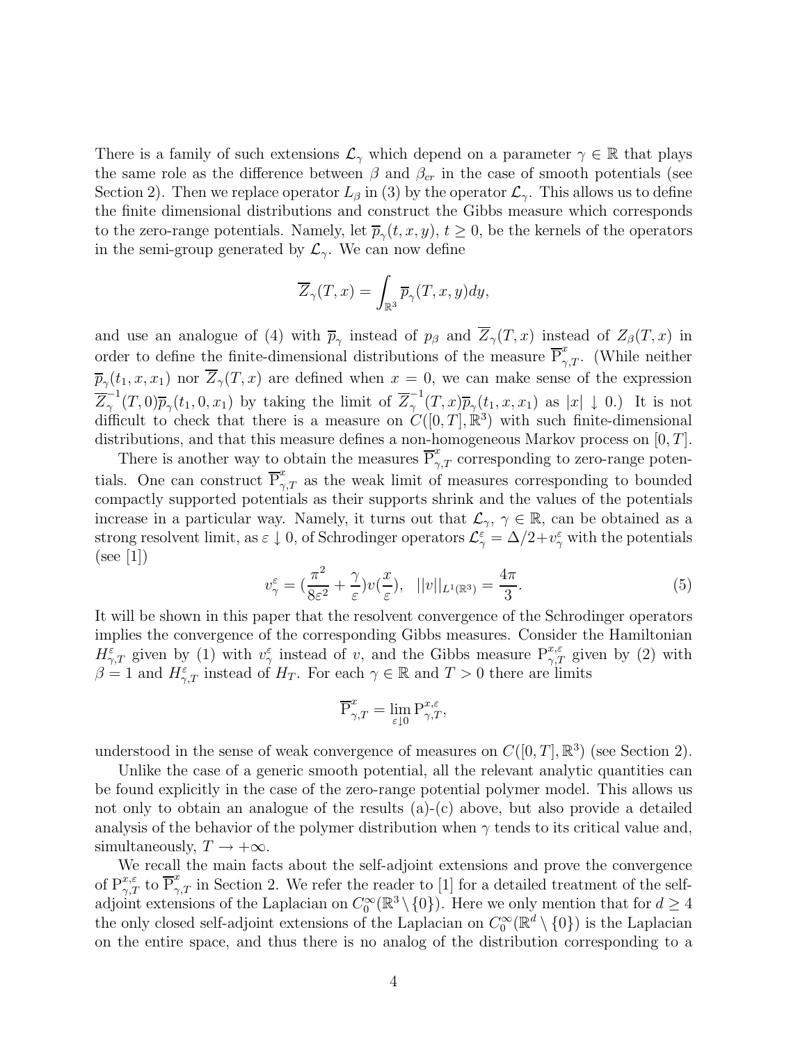There is a family of such extensions $\mathcal{L}_\gamma$ which depend on a parameter $\gamma \in \mathbb{R}$ that plays the same role as the difference between $\beta$ and $\beta_{cr}$ in the case of smooth potentials (see Section 2). Then we replace operator $L_\beta$ in (3) by the operator $\mathcal{L}_\gamma$. This allows us to define the finite dimensional distributions and construct the Gibbs measure which corresponds to the zero-range potentials. Namely, let $\overline{p}_\gamma(t,x,y)$, $t \geq 0$, be the kernels of the operators in the semi-group generated by $\mathcal{L}_\gamma$. We can now define

$$\overline{Z}_\gamma(T,x) = \int_{\mathbb{R}^3} \overline{p}_\gamma(T,x,y)dy,$$

and use an analogue of (4) with $\overline{p}_\gamma$ instead of $p_\beta$ and $\overline{Z}_\gamma(T,x)$ instead of $Z_\beta(T,x)$ in order to define the finite-dimensional distributions of the measure $\overline{\mathrm{P}}^x_{\gamma,T}$. (While neither $\overline{p}_\gamma(t_1,x,x_1)$ nor $\overline{Z}_\gamma(T,x)$ are defined when $x=0$, we can make sense of the expression $\overline{Z}^{-1}_\gamma(T,0)\overline{p}_\gamma(t_1,0,x_1)$ by taking the limit of $\overline{Z}^{-1}_\gamma(T,x)\overline{p}_\gamma(t_1,x,x_1)$ as $|x| \downarrow 0$.) It is not difficult to check that there is a measure on $C([0,T],\mathbb{R}^3)$ with such finite-dimensional distributions, and that this measure defines a non-homogeneous Markov process on $[0,T]$.

There is another way to obtain the measures $\overline{\mathrm{P}}^x_{\gamma,T}$ corresponding to zero-range potentials. One can construct $\overline{\mathrm{P}}^x_{\gamma,T}$ as the weak limit of measures corresponding to bounded compactly supported potentials as their supports shrink and the values of the potentials increase in a particular way. Namely, it turns out that $\mathcal{L}_\gamma$, $\gamma \in \mathbb{R}$, can be obtained as a strong resolvent limit, as $\varepsilon \downarrow 0$, of Schrodinger operators $\mathcal{L}^\varepsilon_\gamma = \Delta/2 + v^\varepsilon_\gamma$ with the potentials (see [1])

$$v^\varepsilon_\gamma = \Big(\frac{\pi^2}{8\varepsilon^2} + \frac{\gamma}{\varepsilon}\Big)v\Big(\frac{x}{\varepsilon}\Big), \quad ||v||_{L^1(\mathbb{R}^3)} = \frac{4\pi}{3}. \tag{5}$$

It will be shown in this paper that the resolvent convergence of the Schrodinger operators implies the convergence of the corresponding Gibbs measures. Consider the Hamiltonian $H^\varepsilon_{\gamma,T}$ given by (1) with $v^\varepsilon_\gamma$ instead of $v$, and the Gibbs measure $\mathrm{P}^{x,\varepsilon}_{\gamma,T}$ given by (2) with $\beta = 1$ and $H^\varepsilon_{\gamma,T}$ instead of $H_T$. For each $\gamma \in \mathbb{R}$ and $T > 0$ there are limits

$$\overline{\mathrm{P}}^x_{\gamma,T} = \lim_{\varepsilon \downarrow 0} \mathrm{P}^{x,\varepsilon}_{\gamma,T},$$

understood in the sense of weak convergence of measures on $C([0,T],\mathbb{R}^3)$ (see Section 2).

Unlike the case of a generic smooth potential, all the relevant analytic quantities can be found explicitly in the case of the zero-range potential polymer model. This allows us not only to obtain an analogue of the results (a)-(c) above, but also provide a detailed analysis of the behavior of the polymer distribution when $\gamma$ tends to its critical value and, simultaneously, $T \to +\infty$.

We recall the main facts about the self-adjoint extensions and prove the convergence of $\mathrm{P}^{x,\varepsilon}_{\gamma,T}$ to $\overline{\mathrm{P}}^x_{\gamma,T}$ in Section 2. We refer the reader to [1] for a detailed treatment of the self-adjoint extensions of the Laplacian on $C^\infty_0(\mathbb{R}^3 \setminus \{0\})$. Here we only mention that for $d \geq 4$ the only closed self-adjoint extensions of the Laplacian on $C^\infty_0(\mathbb{R}^d \setminus \{0\})$ is the Laplacian on the entire space, and thus there is no analog of the distribution corresponding to a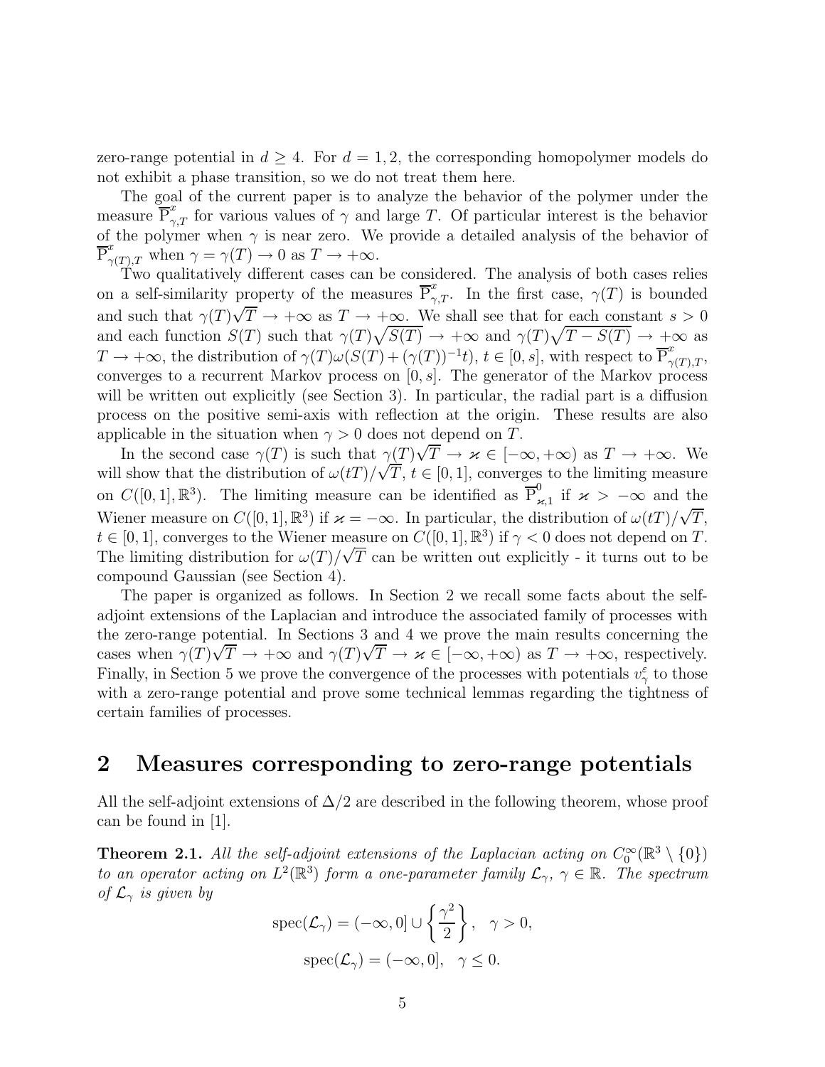zero-range potential in $d \geq 4$. For $d = 1, 2$, the corresponding homopolymer models do not exhibit a phase transition, so we do not treat them here.

The goal of the current paper is to analyze the behavior of the polymer under the measure $\overline{\mathrm{P}}^x_{\gamma,T}$ for various values of $\gamma$ and large $T$. Of particular interest is the behavior of the polymer when $\gamma$ is near zero. We provide a detailed analysis of the behavior of $\overline{\mathrm{P}}^x_{\gamma(T),T}$ when $\gamma = \gamma(T) \to 0$ as $T \to +\infty$.

Two qualitatively different cases can be considered. The analysis of both cases relies on a self-similarity property of the measures $\overline{\mathrm{P}}^x_{\gamma,T}$. In the first case, $\gamma(T)$ is bounded and such that $\gamma(T)\sqrt{T} \to +\infty$ as $T \to +\infty$. We shall see that for each constant $s > 0$ and each function $S(T)$ such that $\gamma(T)\sqrt{S(T)} \to +\infty$ and $\gamma(T)\sqrt{T - S(T)} \to +\infty$ as $T \to +\infty$, the distribution of $\gamma(T)\omega(S(T) + (\gamma(T))^{-1}t)$, $t \in [0, s]$, with respect to $\overline{\mathrm{P}}^x_{\gamma(T),T}$, converges to a recurrent Markov process on $[0, s]$. The generator of the Markov process will be written out explicitly (see Section 3). In particular, the radial part is a diffusion process on the positive semi-axis with reflection at the origin. These results are also applicable in the situation when $\gamma > 0$ does not depend on $T$.

In the second case $\gamma(T)$ is such that $\gamma(T)\sqrt{T} \to \varkappa \in [-\infty, +\infty)$ as $T \to +\infty$. We will show that the distribution of $\omega(tT)/\sqrt{T}$, $t \in [0, 1]$, converges to the limiting measure on $C([0, 1], \mathbb{R}^3)$. The limiting measure can be identified as $\overline{\mathrm{P}}^0_{\varkappa,1}$ if $\varkappa > -\infty$ and the Wiener measure on $C([0, 1], \mathbb{R}^3)$ if $\varkappa = -\infty$. In particular, the distribution of $\omega(tT)/\sqrt{T}$, $t \in [0, 1]$, converges to the Wiener measure on $C([0, 1], \mathbb{R}^3)$ if $\gamma < 0$ does not depend on $T$. The limiting distribution for $\omega(T)/\sqrt{T}$ can be written out explicitly - it turns out to be compound Gaussian (see Section 4).

The paper is organized as follows. In Section 2 we recall some facts about the self-adjoint extensions of the Laplacian and introduce the associated family of processes with the zero-range potential. In Sections 3 and 4 we prove the main results concerning the cases when $\gamma(T)\sqrt{T} \to +\infty$ and $\gamma(T)\sqrt{T} \to \varkappa \in [-\infty, +\infty)$ as $T \to +\infty$, respectively. Finally, in Section 5 we prove the convergence of the processes with potentials $v^\varepsilon_\gamma$ to those with a zero-range potential and prove some technical lemmas regarding the tightness of certain families of processes.

## 2 Measures corresponding to zero-range potentials

All the self-adjoint extensions of $\Delta/2$ are described in the following theorem, whose proof can be found in [1].

**Theorem 2.1.** *All the self-adjoint extensions of the Laplacian acting on $C_0^\infty(\mathbb{R}^3 \setminus \{0\})$ to an operator acting on $L^2(\mathbb{R}^3)$ form a one-parameter family $\mathcal{L}_\gamma$, $\gamma \in \mathbb{R}$. The spectrum of $\mathcal{L}_\gamma$ is given by*

$$\mathrm{spec}(\mathcal{L}_\gamma) = (-\infty, 0] \cup \left\{ \frac{\gamma^2}{2} \right\}, \quad \gamma > 0,$$

$$\mathrm{spec}(\mathcal{L}_\gamma) = (-\infty, 0], \quad \gamma \leq 0.$$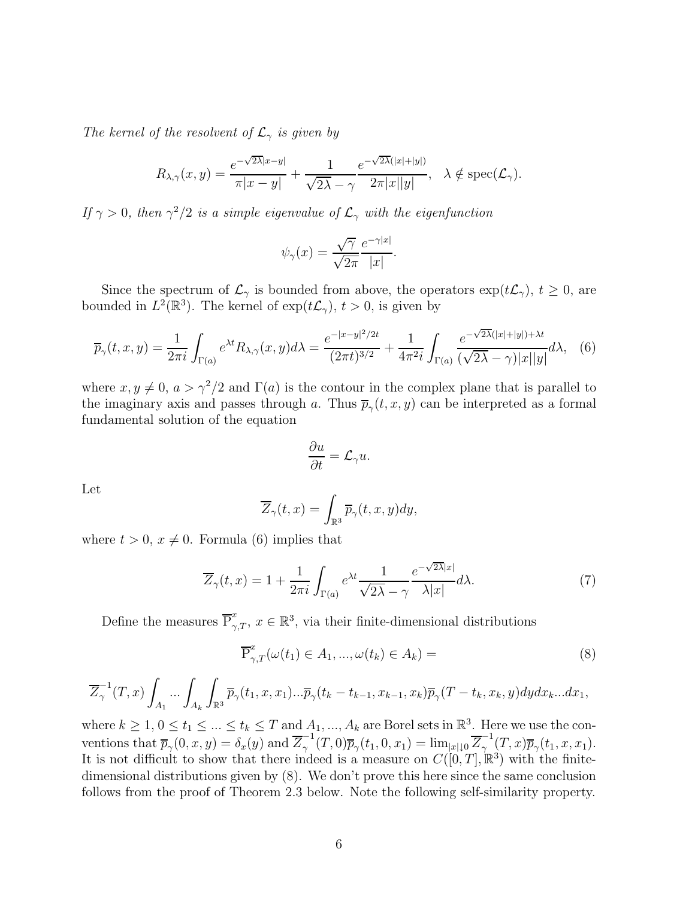*The kernel of the resolvent of $\mathcal{L}_\gamma$ is given by*

$$R_{\lambda,\gamma}(x,y) = \frac{e^{-\sqrt{2\lambda}|x-y|}}{\pi|x-y|} + \frac{1}{\sqrt{2\lambda}-\gamma}\frac{e^{-\sqrt{2\lambda}(|x|+|y|)}}{2\pi|x||y|}, \quad \lambda \notin \mathrm{spec}(\mathcal{L}_\gamma).$$

*If $\gamma > 0$, then $\gamma^2/2$ is a simple eigenvalue of $\mathcal{L}_\gamma$ with the eigenfunction*

$$\psi_\gamma(x) = \frac{\sqrt{\gamma}}{\sqrt{2\pi}}\frac{e^{-\gamma|x|}}{|x|}.$$

Since the spectrum of $\mathcal{L}_\gamma$ is bounded from above, the operators $\exp(t\mathcal{L}_\gamma)$, $t \geq 0$, are bounded in $L^2(\mathbb{R}^3)$. The kernel of $\exp(t\mathcal{L}_\gamma)$, $t > 0$, is given by

$$\overline{p}_\gamma(t,x,y) = \frac{1}{2\pi i}\int_{\Gamma(a)} e^{\lambda t} R_{\lambda,\gamma}(x,y)d\lambda = \frac{e^{-|x-y|^2/2t}}{(2\pi t)^{3/2}} + \frac{1}{4\pi^2 i}\int_{\Gamma(a)} \frac{e^{-\sqrt{2\lambda}(|x|+|y|)+\lambda t}}{(\sqrt{2\lambda}-\gamma)|x||y|}d\lambda, \quad (6)$$

where $x, y \neq 0$, $a > \gamma^2/2$ and $\Gamma(a)$ is the contour in the complex plane that is parallel to the imaginary axis and passes through $a$. Thus $\overline{p}_\gamma(t,x,y)$ can be interpreted as a formal fundamental solution of the equation

$$\frac{\partial u}{\partial t} = \mathcal{L}_\gamma u.$$

Let

$$\overline{Z}_\gamma(t,x) = \int_{\mathbb{R}^3} \overline{p}_\gamma(t,x,y)dy,$$

where $t > 0$, $x \neq 0$. Formula (6) implies that

$$\overline{Z}_\gamma(t,x) = 1 + \frac{1}{2\pi i}\int_{\Gamma(a)} e^{\lambda t}\frac{1}{\sqrt{2\lambda}-\gamma}\frac{e^{-\sqrt{2\lambda}|x|}}{\lambda|x|}d\lambda. \quad (7)$$

Define the measures $\overline{\mathrm{P}}^x_{\gamma,T}$, $x \in \mathbb{R}^3$, via their finite-dimensional distributions

$$\overline{\mathrm{P}}^x_{\gamma,T}(\omega(t_1) \in A_1, ..., \omega(t_k) \in A_k) = \quad (8)$$

$$\overline{Z}^{-1}_\gamma(T,x)\int_{A_1} ... \int_{A_k}\int_{\mathbb{R}^3} \overline{p}_\gamma(t_1,x,x_1)...\overline{p}_\gamma(t_k-t_{k-1},x_{k-1},x_k)\overline{p}_\gamma(T-t_k,x_k,y)dydx_k...dx_1,$$

where $k \geq 1$, $0 \leq t_1 \leq ... \leq t_k \leq T$ and $A_1, ..., A_k$ are Borel sets in $\mathbb{R}^3$. Here we use the conventions that $\overline{p}_\gamma(0,x,y) = \delta_x(y)$ and $\overline{Z}^{-1}_\gamma(T,0)\overline{p}_\gamma(t_1,0,x_1) = \lim_{|x|\downarrow 0}\overline{Z}^{-1}_\gamma(T,x)\overline{p}_\gamma(t_1,x,x_1)$. It is not difficult to show that there indeed is a measure on $C([0,T],\mathbb{R}^3)$ with the finite-dimensional distributions given by (8). We don't prove this here since the same conclusion follows from the proof of Theorem 2.3 below. Note the following self-similarity property.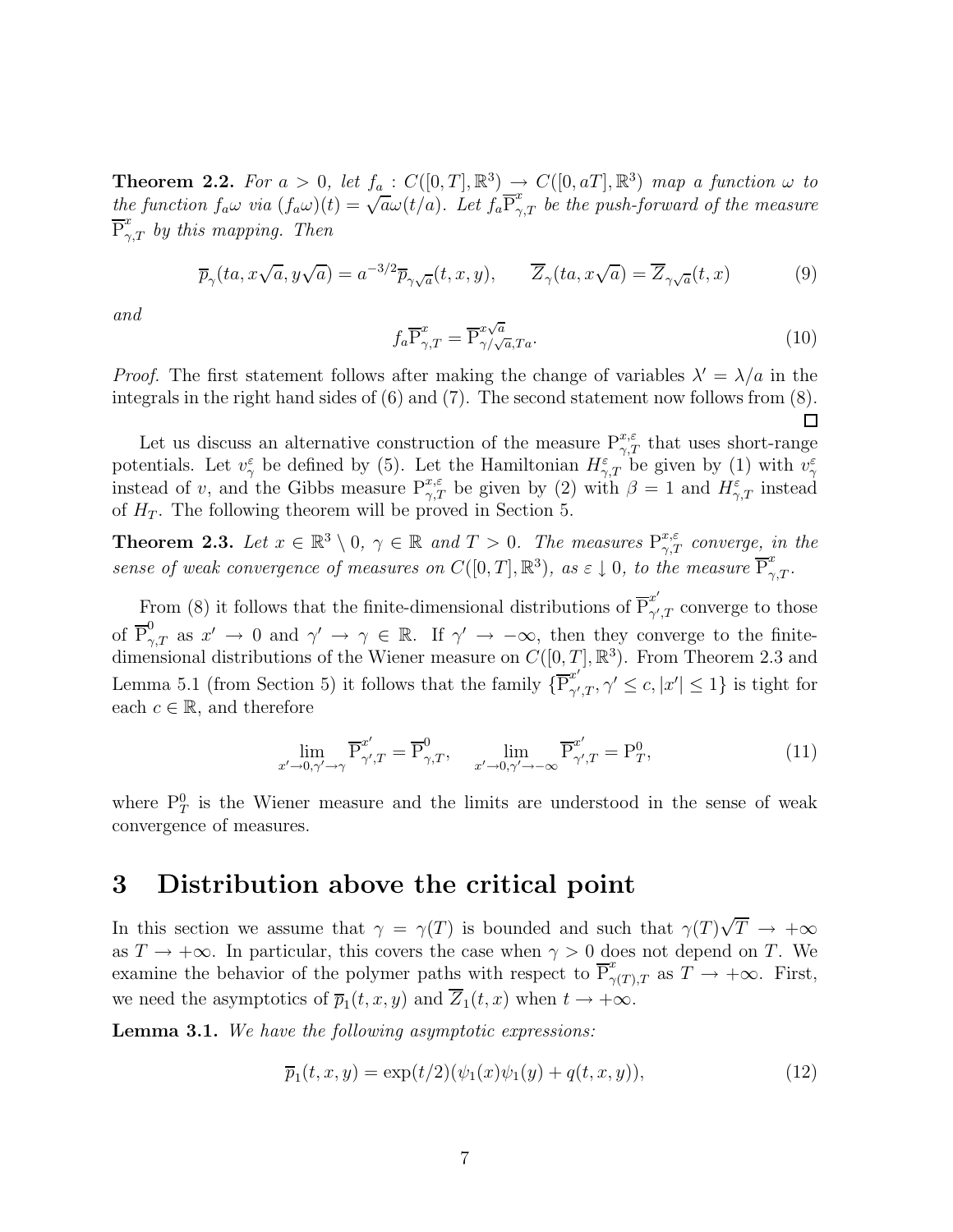**Theorem 2.2.** *For $a > 0$, let $f_a : C([0,T],\mathbb{R}^3) \to C([0,aT],\mathbb{R}^3)$ map a function $\omega$ to the function $f_a\omega$ via $(f_a\omega)(t) = \sqrt{a}\omega(t/a)$. Let $f_a\overline{\mathrm{P}}^x_{\gamma,T}$ be the push-forward of the measure $\overline{\mathrm{P}}^x_{\gamma,T}$ by this mapping. Then*

$$\overline{p}_\gamma(ta, x\sqrt{a}, y\sqrt{a}) = a^{-3/2}\overline{p}_{\gamma\sqrt{a}}(t,x,y), \qquad \overline{Z}_\gamma(ta, x\sqrt{a}) = \overline{Z}_{\gamma\sqrt{a}}(t,x) \tag{9}$$

*and*

$$f_a\overline{\mathrm{P}}^x_{\gamma,T} = \overline{\mathrm{P}}^{x\sqrt{a}}_{\gamma/\sqrt{a},Ta}. \tag{10}$$

*Proof.* The first statement follows after making the change of variables $\lambda' = \lambda/a$ in the integrals in the right hand sides of (6) and (7). The second statement now follows from (8). $\square$

Let us discuss an alternative construction of the measure $\mathrm{P}^{x,\varepsilon}_{\gamma,T}$ that uses short-range potentials. Let $v^\varepsilon_\gamma$ be defined by (5). Let the Hamiltonian $H^\varepsilon_{\gamma,T}$ be given by (1) with $v^\varepsilon_\gamma$ instead of $v$, and the Gibbs measure $\mathrm{P}^{x,\varepsilon}_{\gamma,T}$ be given by (2) with $\beta = 1$ and $H^\varepsilon_{\gamma,T}$ instead of $H_T$. The following theorem will be proved in Section 5.

**Theorem 2.3.** *Let $x \in \mathbb{R}^3 \setminus 0$, $\gamma \in \mathbb{R}$ and $T > 0$. The measures $\mathrm{P}^{x,\varepsilon}_{\gamma,T}$ converge, in the sense of weak convergence of measures on $C([0,T],\mathbb{R}^3)$, as $\varepsilon \downarrow 0$, to the measure $\overline{\mathrm{P}}^x_{\gamma,T}$.*

From (8) it follows that the finite-dimensional distributions of $\overline{\mathrm{P}}^{x'}_{\gamma',T}$ converge to those of $\overline{\mathrm{P}}^0_{\gamma,T}$ as $x' \to 0$ and $\gamma' \to \gamma \in \mathbb{R}$. If $\gamma' \to -\infty$, then they converge to the finite-dimensional distributions of the Wiener measure on $C([0,T],\mathbb{R}^3)$. From Theorem 2.3 and Lemma 5.1 (from Section 5) it follows that the family $\{\overline{\mathrm{P}}^{x'}_{\gamma',T}, \gamma' \leq c, |x'| \leq 1\}$ is tight for each $c \in \mathbb{R}$, and therefore

$$\lim_{x'\to 0,\gamma'\to\gamma} \overline{\mathrm{P}}^{x'}_{\gamma',T} = \overline{\mathrm{P}}^0_{\gamma,T}, \qquad \lim_{x'\to 0,\gamma'\to -\infty} \overline{\mathrm{P}}^{x'}_{\gamma',T} = \mathrm{P}^0_T, \tag{11}$$

where $\mathrm{P}^0_T$ is the Wiener measure and the limits are understood in the sense of weak convergence of measures.

# 3 Distribution above the critical point

In this section we assume that $\gamma = \gamma(T)$ is bounded and such that $\gamma(T)\sqrt{T} \to +\infty$ as $T \to +\infty$. In particular, this covers the case when $\gamma > 0$ does not depend on $T$. We examine the behavior of the polymer paths with respect to $\overline{\mathrm{P}}^x_{\gamma(T),T}$ as $T \to +\infty$. First, we need the asymptotics of $\overline{p}_1(t,x,y)$ and $\overline{Z}_1(t,x)$ when $t \to +\infty$.

**Lemma 3.1.** *We have the following asymptotic expressions:*

$$\overline{p}_1(t,x,y) = \exp(t/2)(\psi_1(x)\psi_1(y) + q(t,x,y)), \tag{12}$$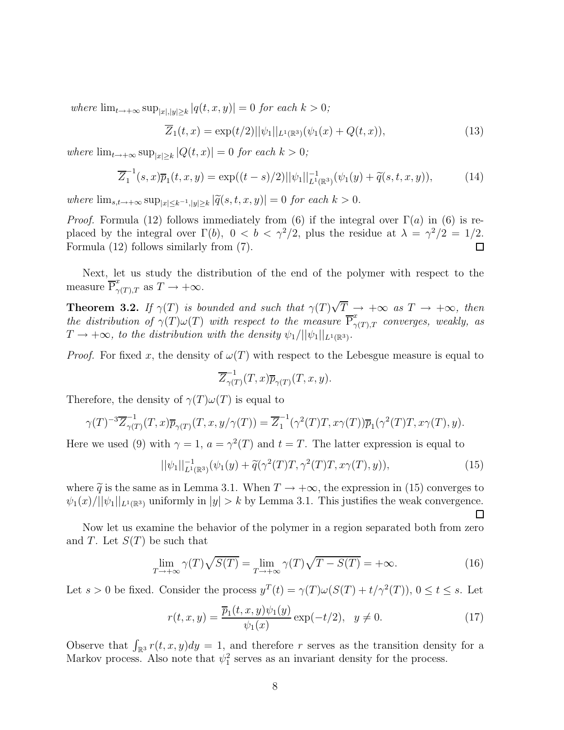*where* $\lim_{t\to+\infty}\sup_{|x|,|y|\geq k}|q(t,x,y)|=0$ *for each* $k>0$*;*

$$\overline{Z}_1(t,x)=\exp(t/2)||\psi_1||_{L^1(\mathbb{R}^3)}(\psi_1(x)+Q(t,x)), \tag{13}$$

*where* $\lim_{t\to+\infty}\sup_{|x|\geq k}|Q(t,x)|=0$ *for each* $k>0$*;*

$$\overline{Z}_1^{-1}(s,x)\overline{p}_1(t,x,y)=\exp((t-s)/2)||\psi_1||^{-1}_{L^1(\mathbb{R}^3)}(\psi_1(y)+\widetilde{q}(s,t,x,y)), \tag{14}$$

*where* $\lim_{s,t\to+\infty}\sup_{|x|\leq k^{-1},|y|\geq k}|\widetilde{q}(s,t,x,y)|=0$ *for each* $k>0$*.*

*Proof.* Formula (12) follows immediately from (6) if the integral over $\Gamma(a)$ in (6) is replaced by the integral over $\Gamma(b)$, $0<b<\gamma^2/2$, plus the residue at $\lambda=\gamma^2/2=1/2$. Formula (12) follows similarly from (7). $\square$

Next, let us study the distribution of the end of the polymer with respect to the measure $\overline{\mathrm{P}}^x_{\gamma(T),T}$ as $T\to+\infty$.

**Theorem 3.2.** *If* $\gamma(T)$ *is bounded and such that* $\gamma(T)\sqrt{T}\to+\infty$ *as* $T\to+\infty$*, then the distribution of* $\gamma(T)\omega(T)$ *with respect to the measure* $\overline{\mathrm{P}}^x_{\gamma(T),T}$ *converges, weakly, as* $T\to+\infty$*, to the distribution with the density* $\psi_1/||\psi_1||_{L^1(\mathbb{R}^3)}$*.*

*Proof.* For fixed $x$, the density of $\omega(T)$ with respect to the Lebesgue measure is equal to

$$\overline{Z}^{-1}_{\gamma(T)}(T,x)\overline{p}_{\gamma(T)}(T,x,y).$$

Therefore, the density of $\gamma(T)\omega(T)$ is equal to

$$\gamma(T)^{-3}\overline{Z}^{-1}_{\gamma(T)}(T,x)\overline{p}_{\gamma(T)}(T,x,y/\gamma(T))=\overline{Z}_1^{-1}(\gamma^2(T)T,x\gamma(T))\overline{p}_1(\gamma^2(T)T,x\gamma(T),y).$$

Here we used (9) with $\gamma=1$, $a=\gamma^2(T)$ and $t=T$. The latter expression is equal to

$$||\psi_1||^{-1}_{L^1(\mathbb{R}^3)}(\psi_1(y)+\widetilde{q}(\gamma^2(T)T,\gamma^2(T)T,x\gamma(T),y)), \tag{15}$$

where $\widetilde{q}$ is the same as in Lemma 3.1. When $T\to+\infty$, the expression in (15) converges to $\psi_1(x)/||\psi_1||_{L^1(\mathbb{R}^3)}$ uniformly in $|y|>k$ by Lemma 3.1. This justifies the weak convergence. $\square$

Now let us examine the behavior of the polymer in a region separated both from zero and $T$. Let $S(T)$ be such that

$$\lim_{T\to+\infty}\gamma(T)\sqrt{S(T)}=\lim_{T\to+\infty}\gamma(T)\sqrt{T-S(T)}=+\infty. \tag{16}$$

Let $s>0$ be fixed. Consider the process $y^T(t)=\gamma(T)\omega(S(T)+t/\gamma^2(T))$, $0\leq t\leq s$. Let

$$r(t,x,y)=\frac{\overline{p}_1(t,x,y)\psi_1(y)}{\psi_1(x)}\exp(-t/2),\quad y\neq 0. \tag{17}$$

Observe that $\int_{\mathbb{R}^3}r(t,x,y)dy=1$, and therefore $r$ serves as the transition density for a Markov process. Also note that $\psi_1^2$ serves as an invariant density for the process.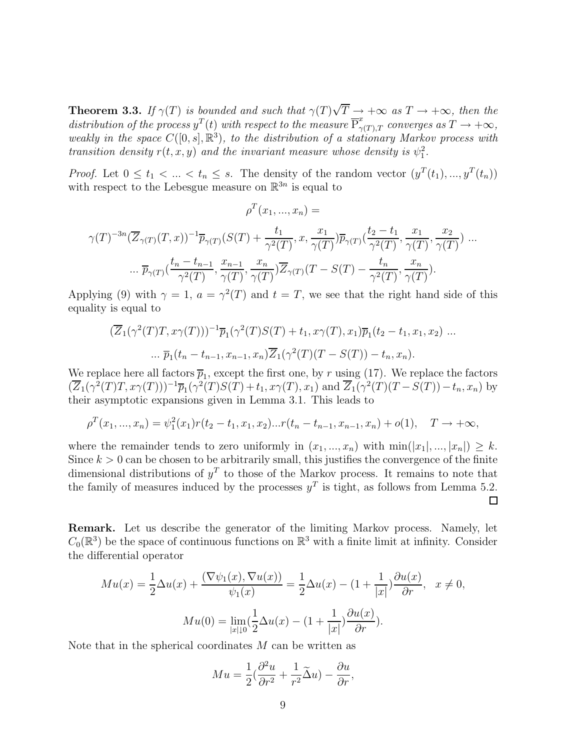**Theorem 3.3.** *If $\gamma(T)$ is bounded and such that $\gamma(T)\sqrt{T} \to +\infty$ as $T \to +\infty$, then the distribution of the process $y^T(t)$ with respect to the measure $\overline{\mathrm{P}}^x_{\gamma(T),T}$ converges as $T \to +\infty$, weakly in the space $C([0,s],\mathbb{R}^3)$, to the distribution of a stationary Markov process with transition density $r(t,x,y)$ and the invariant measure whose density is $\psi_1^2$.*

*Proof.* Let $0 \le t_1 < ... < t_n \le s$. The density of the random vector $(y^T(t_1),...,y^T(t_n))$ with respect to the Lebesgue measure on $\mathbb{R}^{3n}$ is equal to

$$\rho^T(x_1,...,x_n) =$$

$$\gamma(T)^{-3n}(\overline{Z}_{\gamma(T)}(T,x))^{-1}\overline{p}_{\gamma(T)}(S(T)+\frac{t_1}{\gamma^2(T)},x,\frac{x_1}{\gamma(T)})\overline{p}_{\gamma(T)}(\frac{t_2-t_1}{\gamma^2(T)},\frac{x_1}{\gamma(T)},\frac{x_2}{\gamma(T)})\ ...$$

$$...\ \overline{p}_{\gamma(T)}(\frac{t_n-t_{n-1}}{\gamma^2(T)},\frac{x_{n-1}}{\gamma(T)},\frac{x_n}{\gamma(T)})\overline{Z}_{\gamma(T)}(T-S(T)-\frac{t_n}{\gamma^2(T)},\frac{x_n}{\gamma(T)}).$$

Applying (9) with $\gamma = 1$, $a = \gamma^2(T)$ and $t = T$, we see that the right hand side of this equality is equal to

$$(\overline{Z}_1(\gamma^2(T)T,x\gamma(T)))^{-1}\overline{p}_1(\gamma^2(T)S(T)+t_1,x\gamma(T),x_1)\overline{p}_1(t_2-t_1,x_1,x_2)\ ...$$

$$...\ \overline{p}_1(t_n-t_{n-1},x_{n-1},x_n)\overline{Z}_1(\gamma^2(T)(T-S(T))-t_n,x_n).$$

We replace here all factors $\overline{p}_1$, except the first one, by $r$ using (17). We replace the factors $(\overline{Z}_1(\gamma^2(T)T,x\gamma(T)))^{-1}\overline{p}_1(\gamma^2(T)S(T)+t_1,x\gamma(T),x_1)$ and $\overline{Z}_1(\gamma^2(T)(T-S(T))-t_n,x_n)$ by their asymptotic expansions given in Lemma 3.1. This leads to

$$\rho^T(x_1,...,x_n) = \psi_1^2(x_1)r(t_2-t_1,x_1,x_2)...r(t_n-t_{n-1},x_{n-1},x_n)+o(1), \quad T \to +\infty,$$

where the remainder tends to zero uniformly in $(x_1,...,x_n)$ with $\min(|x_1|,...,|x_n|) \ge k$. Since $k > 0$ can be chosen to be arbitrarily small, this justifies the convergence of the finite dimensional distributions of $y^T$ to those of the Markov process. It remains to note that the family of measures induced by the processes $y^T$ is tight, as follows from Lemma 5.2. $\square$

**Remark.** Let us describe the generator of the limiting Markov process. Namely, let $C_0(\mathbb{R}^3)$ be the space of continuous functions on $\mathbb{R}^3$ with a finite limit at infinity. Consider the differential operator

$$Mu(x) = \frac{1}{2}\Delta u(x) + \frac{(\nabla\psi_1(x),\nabla u(x))}{\psi_1(x)} = \frac{1}{2}\Delta u(x) - (1+\frac{1}{|x|})\frac{\partial u(x)}{\partial r}, \quad x \ne 0,$$

$$Mu(0) = \lim_{|x|\downarrow 0}(\frac{1}{2}\Delta u(x) - (1+\frac{1}{|x|})\frac{\partial u(x)}{\partial r}).$$

Note that in the spherical coordinates $M$ can be written as

$$Mu = \frac{1}{2}(\frac{\partial^2 u}{\partial r^2} + \frac{1}{r^2}\widetilde{\Delta}u) - \frac{\partial u}{\partial r},$$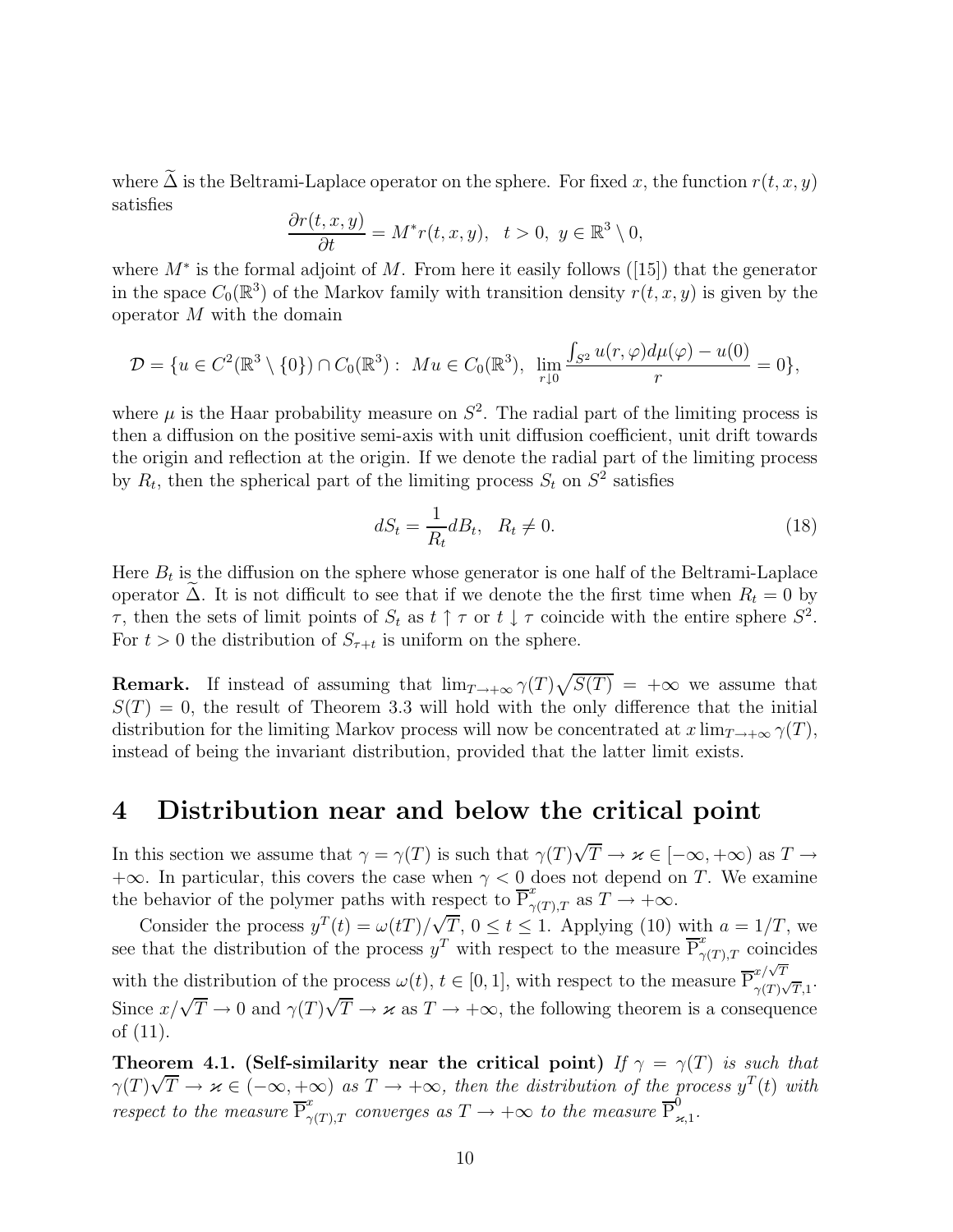where $\widetilde{\Delta}$ is the Beltrami-Laplace operator on the sphere. For fixed $x$, the function $r(t,x,y)$ satisfies

$$\frac{\partial r(t,x,y)}{\partial t} = M^* r(t,x,y), \quad t > 0, \; y \in \mathbb{R}^3 \setminus 0,$$

where $M^*$ is the formal adjoint of $M$. From here it easily follows ([15]) that the generator in the space $C_0(\mathbb{R}^3)$ of the Markov family with transition density $r(t,x,y)$ is given by the operator $M$ with the domain

$$\mathcal{D} = \{u \in C^2(\mathbb{R}^3 \setminus \{0\}) \cap C_0(\mathbb{R}^3) : \; Mu \in C_0(\mathbb{R}^3), \; \lim_{r \downarrow 0} \frac{\int_{S^2} u(r,\varphi) d\mu(\varphi) - u(0)}{r} = 0\},$$

where $\mu$ is the Haar probability measure on $S^2$. The radial part of the limiting process is then a diffusion on the positive semi-axis with unit diffusion coefficient, unit drift towards the origin and reflection at the origin. If we denote the radial part of the limiting process by $R_t$, then the spherical part of the limiting process $S_t$ on $S^2$ satisfies

$$dS_t = \frac{1}{R_t} dB_t, \quad R_t \neq 0. \tag{18}$$

Here $B_t$ is the diffusion on the sphere whose generator is one half of the Beltrami-Laplace operator $\widetilde{\Delta}$. It is not difficult to see that if we denote the the first time when $R_t = 0$ by $\tau$, then the sets of limit points of $S_t$ as $t \uparrow \tau$ or $t \downarrow \tau$ coincide with the entire sphere $S^2$. For $t > 0$ the distribution of $S_{\tau+t}$ is uniform on the sphere.

**Remark.** If instead of assuming that $\lim_{T\to+\infty} \gamma(T)\sqrt{S(T)} = +\infty$ we assume that $S(T) = 0$, the result of Theorem 3.3 will hold with the only difference that the initial distribution for the limiting Markov process will now be concentrated at $x \lim_{T\to+\infty} \gamma(T)$, instead of being the invariant distribution, provided that the latter limit exists.

# 4 Distribution near and below the critical point

In this section we assume that $\gamma = \gamma(T)$ is such that $\gamma(T)\sqrt{T} \to \varkappa \in [-\infty, +\infty)$ as $T \to +\infty$. In particular, this covers the case when $\gamma < 0$ does not depend on $T$. We examine the behavior of the polymer paths with respect to $\overline{\mathrm{P}}^x_{\gamma(T),T}$ as $T \to +\infty$.

Consider the process $y^T(t) = \omega(tT)/\sqrt{T}$, $0 \le t \le 1$. Applying (10) with $a = 1/T$, we see that the distribution of the process $y^T$ with respect to the measure $\overline{\mathrm{P}}^x_{\gamma(T),T}$ coincides with the distribution of the process $\omega(t)$, $t \in [0,1]$, with respect to the measure $\overline{\mathrm{P}}^{x/\sqrt{T}}_{\gamma(T)\sqrt{T},1}$. Since $x/\sqrt{T} \to 0$ and $\gamma(T)\sqrt{T} \to \varkappa$ as $T \to +\infty$, the following theorem is a consequence of (11).

**Theorem 4.1. (Self-similarity near the critical point)** *If $\gamma = \gamma(T)$ is such that $\gamma(T)\sqrt{T} \to \varkappa \in (-\infty, +\infty)$ as $T \to +\infty$, then the distribution of the process $y^T(t)$ with respect to the measure $\overline{\mathrm{P}}^x_{\gamma(T),T}$ converges as $T \to +\infty$ to the measure $\overline{\mathrm{P}}^0_{\varkappa,1}$.*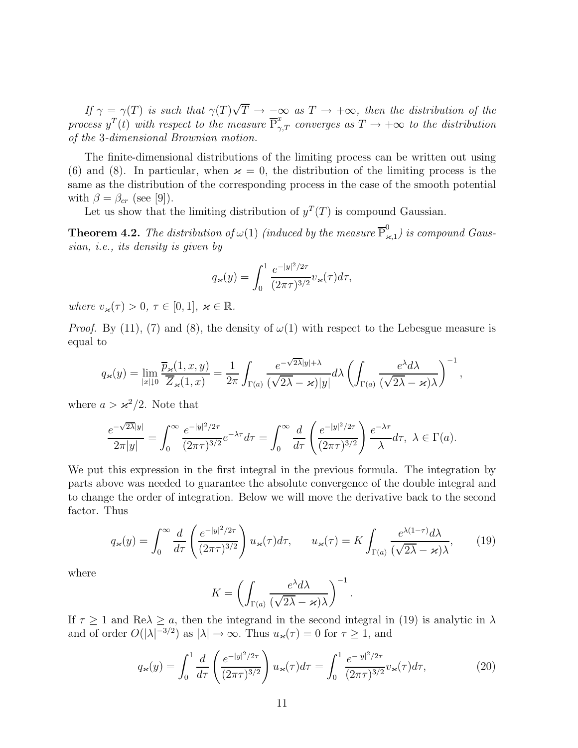*If $\gamma = \gamma(T)$ is such that $\gamma(T)\sqrt{T} \to -\infty$ as $T \to +\infty$, then the distribution of the process $y^T(t)$ with respect to the measure $\overline{\mathrm{P}}^x_{\gamma,T}$ converges as $T \to +\infty$ to the distribution of the 3-dimensional Brownian motion.*

The finite-dimensional distributions of the limiting process can be written out using (6) and (8). In particular, when $\varkappa = 0$, the distribution of the limiting process is the same as the distribution of the corresponding process in the case of the smooth potential with $\beta = \beta_{cr}$ (see [9]).

Let us show that the limiting distribution of $y^T(T)$ is compound Gaussian.

**Theorem 4.2.** *The distribution of $\omega(1)$ (induced by the measure $\overline{\mathrm{P}}^0_{\varkappa,1}$) is compound Gaussian, i.e., its density is given by*

$$q_\varkappa(y) = \int_0^1 \frac{e^{-|y|^2/2\tau}}{(2\pi\tau)^{3/2}} v_\varkappa(\tau) d\tau,$$

*where $v_\varkappa(\tau) > 0$, $\tau \in [0,1]$, $\varkappa \in \mathbb{R}$.*

*Proof.* By (11), (7) and (8), the density of $\omega(1)$ with respect to the Lebesgue measure is equal to

$$q_\varkappa(y) = \lim_{|x|\downarrow 0} \frac{\overline{p}_\varkappa(1,x,y)}{\overline{Z}_\varkappa(1,x)} = \frac{1}{2\pi} \int_{\Gamma(a)} \frac{e^{-\sqrt{2\lambda}|y|+\lambda}}{(\sqrt{2\lambda}-\varkappa)|y|} d\lambda \left( \int_{\Gamma(a)} \frac{e^\lambda d\lambda}{(\sqrt{2\lambda}-\varkappa)\lambda} \right)^{-1},$$

where $a > \varkappa^2/2$. Note that

$$\frac{e^{-\sqrt{2\lambda}|y|}}{2\pi|y|} = \int_0^\infty \frac{e^{-|y|^2/2\tau}}{(2\pi\tau)^{3/2}} e^{-\lambda\tau} d\tau = \int_0^\infty \frac{d}{d\tau}\left( \frac{e^{-|y|^2/2\tau}}{(2\pi\tau)^{3/2}} \right) \frac{e^{-\lambda\tau}}{\lambda} d\tau, \ \lambda \in \Gamma(a).$$

We put this expression in the first integral in the previous formula. The integration by parts above was needed to guarantee the absolute convergence of the double integral and to change the order of integration. Below we will move the derivative back to the second factor. Thus

$$q_\varkappa(y) = \int_0^\infty \frac{d}{d\tau}\left( \frac{e^{-|y|^2/2\tau}}{(2\pi\tau)^{3/2}} \right) u_\varkappa(\tau) d\tau, \qquad u_\varkappa(\tau) = K \int_{\Gamma(a)} \frac{e^{\lambda(1-\tau)} d\lambda}{(\sqrt{2\lambda}-\varkappa)\lambda}, \tag{19}$$

where

$$K = \left( \int_{\Gamma(a)} \frac{e^\lambda d\lambda}{(\sqrt{2\lambda}-\varkappa)\lambda} \right)^{-1}.$$

If $\tau \geq 1$ and $\mathrm{Re}\lambda \geq a$, then the integrand in the second integral in (19) is analytic in $\lambda$ and of order $O(|\lambda|^{-3/2})$ as $|\lambda| \to \infty$. Thus $u_\varkappa(\tau) = 0$ for $\tau \geq 1$, and

$$q_\varkappa(y) = \int_0^1 \frac{d}{d\tau}\left( \frac{e^{-|y|^2/2\tau}}{(2\pi\tau)^{3/2}} \right) u_\varkappa(\tau) d\tau = \int_0^1 \frac{e^{-|y|^2/2\tau}}{(2\pi\tau)^{3/2}} v_\varkappa(\tau) d\tau, \tag{20}$$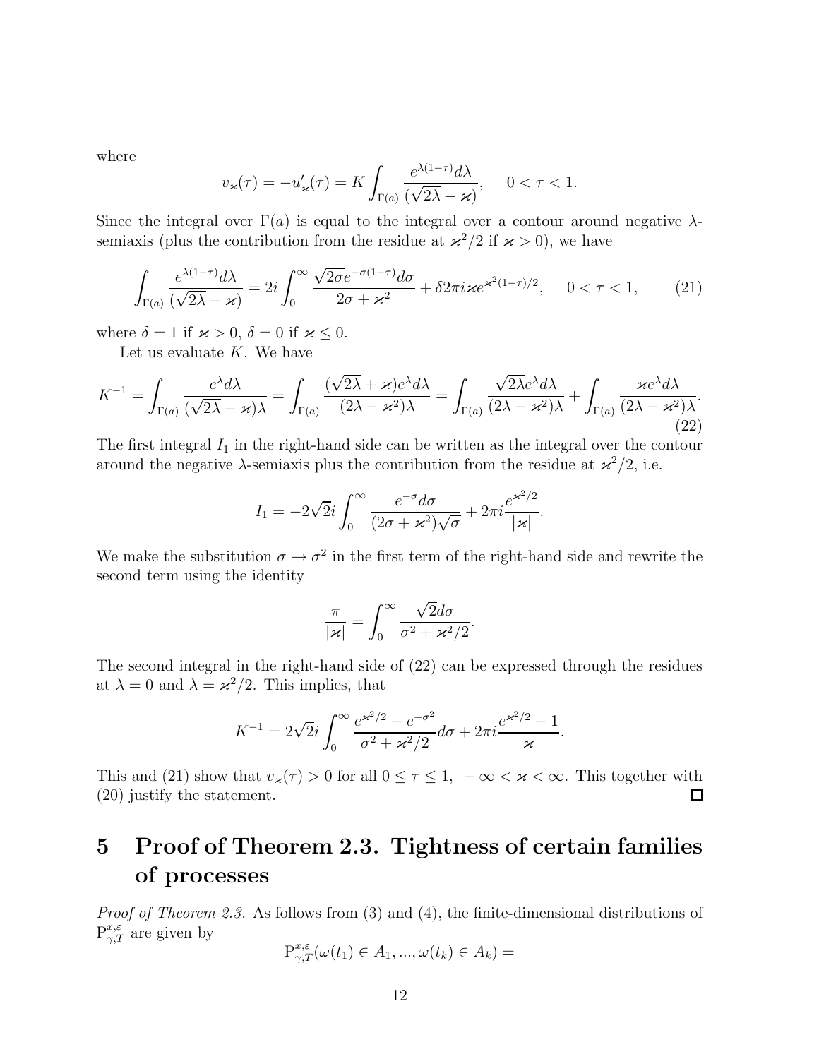where

$$v_\varkappa(\tau) = -u'_\varkappa(\tau) = K \int_{\Gamma(a)} \frac{e^{\lambda(1-\tau)}d\lambda}{(\sqrt{2\lambda} - \varkappa)}, \quad 0 < \tau < 1.$$

Since the integral over $\Gamma(a)$ is equal to the integral over a contour around negative $\lambda$-semiaxis (plus the contribution from the residue at $\varkappa^2/2$ if $\varkappa > 0$), we have

$$\int_{\Gamma(a)} \frac{e^{\lambda(1-\tau)}d\lambda}{(\sqrt{2\lambda} - \varkappa)} = 2i \int_0^\infty \frac{\sqrt{2\sigma}e^{-\sigma(1-\tau)}d\sigma}{2\sigma + \varkappa^2} + \delta 2\pi i \varkappa e^{\varkappa^2(1-\tau)/2}, \quad 0 < \tau < 1, \tag{21}$$

where $\delta = 1$ if $\varkappa > 0$, $\delta = 0$ if $\varkappa \leq 0$.

Let us evaluate $K$. We have

$$K^{-1} = \int_{\Gamma(a)} \frac{e^\lambda d\lambda}{(\sqrt{2\lambda} - \varkappa)\lambda} = \int_{\Gamma(a)} \frac{(\sqrt{2\lambda} + \varkappa)e^\lambda d\lambda}{(2\lambda - \varkappa^2)\lambda} = \int_{\Gamma(a)} \frac{\sqrt{2\lambda}e^\lambda d\lambda}{(2\lambda - \varkappa^2)\lambda} + \int_{\Gamma(a)} \frac{\varkappa e^\lambda d\lambda}{(2\lambda - \varkappa^2)\lambda}. \tag{22}$$

The first integral $I_1$ in the right-hand side can be written as the integral over the contour around the negative $\lambda$-semiaxis plus the contribution from the residue at $\varkappa^2/2$, i.e.

$$I_1 = -2\sqrt{2}i \int_0^\infty \frac{e^{-\sigma}d\sigma}{(2\sigma + \varkappa^2)\sqrt{\sigma}} + 2\pi i \frac{e^{\varkappa^2/2}}{|\varkappa|}.$$

We make the substitution $\sigma \to \sigma^2$ in the first term of the right-hand side and rewrite the second term using the identity

$$\frac{\pi}{|\varkappa|} = \int_0^\infty \frac{\sqrt{2}d\sigma}{\sigma^2 + \varkappa^2/2}.$$

The second integral in the right-hand side of (22) can be expressed through the residues at $\lambda = 0$ and $\lambda = \varkappa^2/2$. This implies, that

$$K^{-1} = 2\sqrt{2}i \int_0^\infty \frac{e^{\varkappa^2/2} - e^{-\sigma^2}}{\sigma^2 + \varkappa^2/2} d\sigma + 2\pi i \frac{e^{\varkappa^2/2} - 1}{\varkappa}.$$

This and (21) show that $v_\varkappa(\tau) > 0$ for all $0 \leq \tau \leq 1$, $-\infty < \varkappa < \infty$. This together with (20) justify the statement. ∎

# 5 Proof of Theorem 2.3. Tightness of certain families of processes

*Proof of Theorem 2.3.* As follows from (3) and (4), the finite-dimensional distributions of $\mathrm{P}^{x,\varepsilon}_{\gamma,T}$ are given by

$$\mathrm{P}^{x,\varepsilon}_{\gamma,T}(\omega(t_1) \in A_1, ..., \omega(t_k) \in A_k) =$$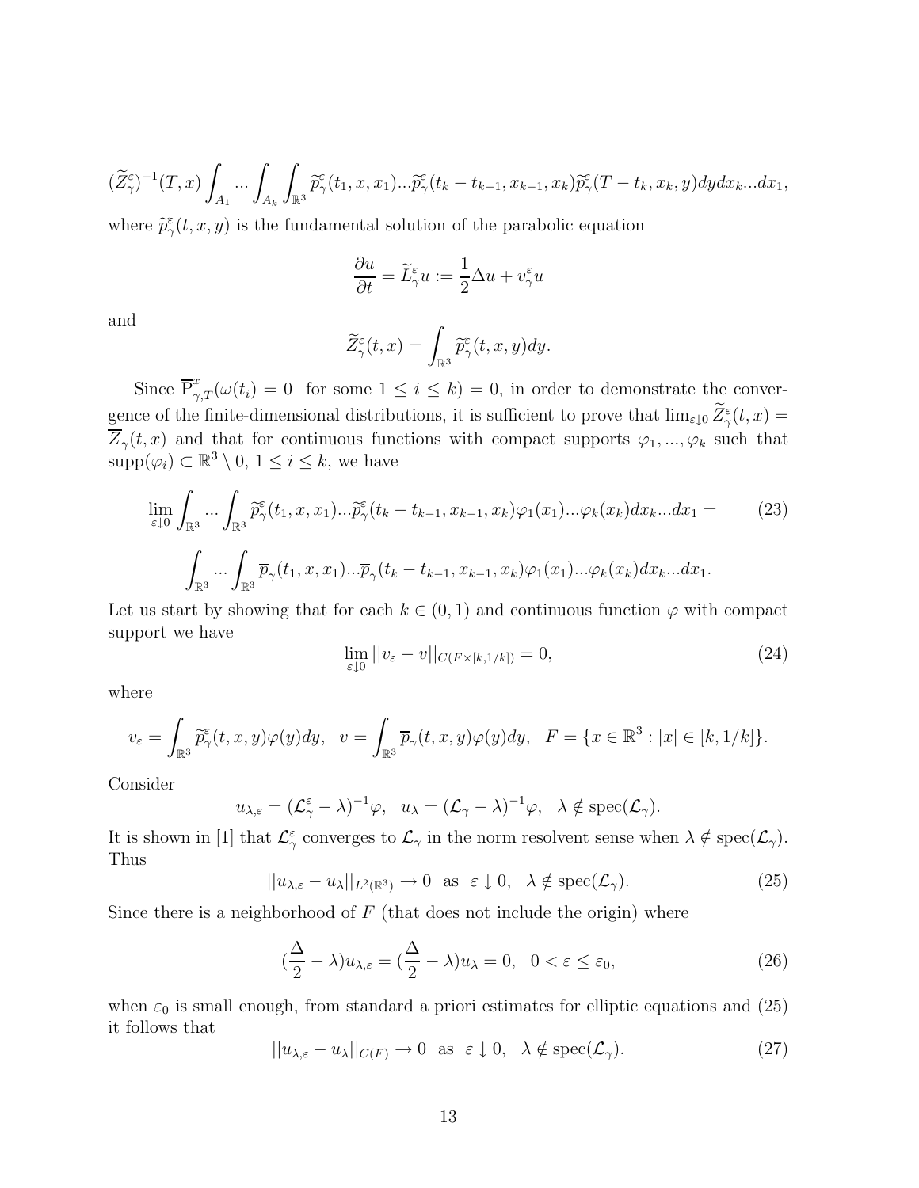$$(\widetilde{Z}^{\varepsilon}_{\gamma})^{-1}(T,x)\int_{A_1}...\int_{A_k}\int_{\mathbb{R}^3}\widetilde{p}^{\varepsilon}_{\gamma}(t_1,x,x_1)...\widetilde{p}^{\varepsilon}_{\gamma}(t_k-t_{k-1},x_{k-1},x_k)\widetilde{p}^{\varepsilon}_{\gamma}(T-t_k,x_k,y)dydx_k...dx_1,$$

where $\widetilde{p}^{\varepsilon}_{\gamma}(t,x,y)$ is the fundamental solution of the parabolic equation

$$\frac{\partial u}{\partial t}=\widetilde{L}^{\varepsilon}_{\gamma}u:=\frac{1}{2}\Delta u+v^{\varepsilon}_{\gamma}u$$

and

$$\widetilde{Z}^{\varepsilon}_{\gamma}(t,x)=\int_{\mathbb{R}^3}\widetilde{p}^{\varepsilon}_{\gamma}(t,x,y)dy.$$

Since $\overline{\mathrm{P}}^{x}_{\gamma,T}(\omega(t_i)=0\ \text{ for some } 1\leq i\leq k)=0$, in order to demonstrate the convergence of the finite-dimensional distributions, it is sufficient to prove that $\lim_{\varepsilon\downarrow 0}\widetilde{Z}^{\varepsilon}_{\gamma}(t,x)=\overline{Z}_{\gamma}(t,x)$ and that for continuous functions with compact supports $\varphi_1,...,\varphi_k$ such that $\mathrm{supp}(\varphi_i)\subset\mathbb{R}^3\setminus 0$, $1\leq i\leq k$, we have

$$\lim_{\varepsilon\downarrow 0}\int_{\mathbb{R}^3}...\int_{\mathbb{R}^3}\widetilde{p}^{\varepsilon}_{\gamma}(t_1,x,x_1)...\widetilde{p}^{\varepsilon}_{\gamma}(t_k-t_{k-1},x_{k-1},x_k)\varphi_1(x_1)...\varphi_k(x_k)dx_k...dx_1= \tag{23}$$

$$\int_{\mathbb{R}^3}...\int_{\mathbb{R}^3}\overline{p}_{\gamma}(t_1,x,x_1)...\overline{p}_{\gamma}(t_k-t_{k-1},x_{k-1},x_k)\varphi_1(x_1)...\varphi_k(x_k)dx_k...dx_1.$$

Let us start by showing that for each $k\in(0,1)$ and continuous function $\varphi$ with compact support we have

$$\lim_{\varepsilon\downarrow 0}||v_{\varepsilon}-v||_{C(F\times[k,1/k])}=0, \tag{24}$$

where

$$v_{\varepsilon}=\int_{\mathbb{R}^3}\widetilde{p}^{\varepsilon}_{\gamma}(t,x,y)\varphi(y)dy,\ \ v=\int_{\mathbb{R}^3}\overline{p}_{\gamma}(t,x,y)\varphi(y)dy,\ \ F=\{x\in\mathbb{R}^3:|x|\in[k,1/k]\}.$$

Consider

$$u_{\lambda,\varepsilon}=(\mathcal{L}^{\varepsilon}_{\gamma}-\lambda)^{-1}\varphi,\ \ u_{\lambda}=(\mathcal{L}_{\gamma}-\lambda)^{-1}\varphi,\ \ \lambda\notin\mathrm{spec}(\mathcal{L}_{\gamma}).$$

It is shown in [1] that $\mathcal{L}^{\varepsilon}_{\gamma}$ converges to $\mathcal{L}_{\gamma}$ in the norm resolvent sense when $\lambda\notin\mathrm{spec}(\mathcal{L}_{\gamma})$. Thus

$$||u_{\lambda,\varepsilon}-u_{\lambda}||_{L^2(\mathbb{R}^3)}\to 0\ \text{ as }\ \varepsilon\downarrow 0,\ \ \lambda\notin\mathrm{spec}(\mathcal{L}_{\gamma}). \tag{25}$$

Since there is a neighborhood of $F$ (that does not include the origin) where

$$(\frac{\Delta}{2}-\lambda)u_{\lambda,\varepsilon}=(\frac{\Delta}{2}-\lambda)u_{\lambda}=0,\ \ 0<\varepsilon\leq\varepsilon_0, \tag{26}$$

when $\varepsilon_0$ is small enough, from standard a priori estimates for elliptic equations and (25) it follows that

$$||u_{\lambda,\varepsilon}-u_{\lambda}||_{C(F)}\to 0\ \text{ as }\ \varepsilon\downarrow 0,\ \ \lambda\notin\mathrm{spec}(\mathcal{L}_{\gamma}). \tag{27}$$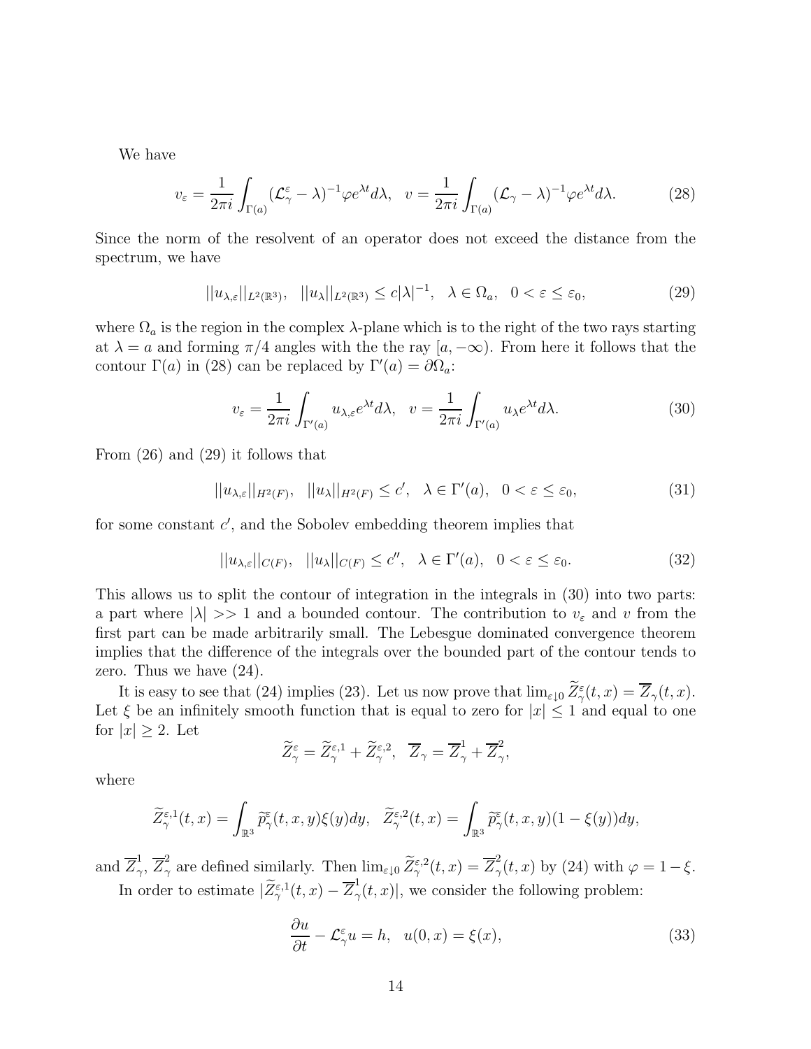We have

$$v_\varepsilon = \frac{1}{2\pi i}\int_{\Gamma(a)} (\mathcal{L}^\varepsilon_\gamma - \lambda)^{-1}\varphi e^{\lambda t} d\lambda, \quad v = \frac{1}{2\pi i}\int_{\Gamma(a)} (\mathcal{L}_\gamma - \lambda)^{-1}\varphi e^{\lambda t} d\lambda. \tag{28}$$

Since the norm of the resolvent of an operator does not exceed the distance from the spectrum, we have

$$||u_{\lambda,\varepsilon}||_{L^2(\mathbb{R}^3)}, \quad ||u_\lambda||_{L^2(\mathbb{R}^3)} \le c|\lambda|^{-1}, \quad \lambda \in \Omega_a, \quad 0 < \varepsilon \le \varepsilon_0, \tag{29}$$

where $\Omega_a$ is the region in the complex $\lambda$-plane which is to the right of the two rays starting at $\lambda = a$ and forming $\pi/4$ angles with the the ray $[a, -\infty)$. From here it follows that the contour $\Gamma(a)$ in (28) can be replaced by $\Gamma'(a) = \partial\Omega_a$:

$$v_\varepsilon = \frac{1}{2\pi i}\int_{\Gamma'(a)} u_{\lambda,\varepsilon} e^{\lambda t} d\lambda, \quad v = \frac{1}{2\pi i}\int_{\Gamma'(a)} u_\lambda e^{\lambda t} d\lambda. \tag{30}$$

From (26) and (29) it follows that

$$||u_{\lambda,\varepsilon}||_{H^2(F)}, \quad ||u_\lambda||_{H^2(F)} \le c', \quad \lambda \in \Gamma'(a), \quad 0 < \varepsilon \le \varepsilon_0, \tag{31}$$

for some constant $c'$, and the Sobolev embedding theorem implies that

$$||u_{\lambda,\varepsilon}||_{C(F)}, \quad ||u_\lambda||_{C(F)} \le c'', \quad \lambda \in \Gamma'(a), \quad 0 < \varepsilon \le \varepsilon_0. \tag{32}$$

This allows us to split the contour of integration in the integrals in (30) into two parts: a part where $|\lambda| >> 1$ and a bounded contour. The contribution to $v_\varepsilon$ and $v$ from the first part can be made arbitrarily small. The Lebesgue dominated convergence theorem implies that the difference of the integrals over the bounded part of the contour tends to zero. Thus we have (24).

It is easy to see that (24) implies (23). Let us now prove that $\lim_{\varepsilon \downarrow 0} \widetilde{Z}^\varepsilon_\gamma(t,x) = \overline{Z}_\gamma(t,x)$. Let $\xi$ be an infinitely smooth function that is equal to zero for $|x| \le 1$ and equal to one for $|x| \ge 2$. Let

$$\widetilde{Z}^\varepsilon_\gamma = \widetilde{Z}^{\varepsilon,1}_\gamma + \widetilde{Z}^{\varepsilon,2}_\gamma, \quad \overline{Z}_\gamma = \overline{Z}^1_\gamma + \overline{Z}^2_\gamma,$$

where

$$\widetilde{Z}^{\varepsilon,1}_\gamma(t,x) = \int_{\mathbb{R}^3} \widetilde{p}^\varepsilon_\gamma(t,x,y)\xi(y)dy, \quad \widetilde{Z}^{\varepsilon,2}_\gamma(t,x) = \int_{\mathbb{R}^3} \widetilde{p}^\varepsilon_\gamma(t,x,y)(1-\xi(y))dy,$$

and $\overline{Z}^1_\gamma$, $\overline{Z}^2_\gamma$ are defined similarly. Then $\lim_{\varepsilon \downarrow 0} \widetilde{Z}^{\varepsilon,2}_\gamma(t,x) = \overline{Z}^2_\gamma(t,x)$ by (24) with $\varphi = 1 - \xi$.

In order to estimate $|\widetilde{Z}^{\varepsilon,1}_\gamma(t,x) - \overline{Z}^1_\gamma(t,x)|$, we consider the following problem:

$$\frac{\partial u}{\partial t} - \mathcal{L}^\varepsilon_\gamma u = h, \quad u(0,x) = \xi(x), \tag{33}$$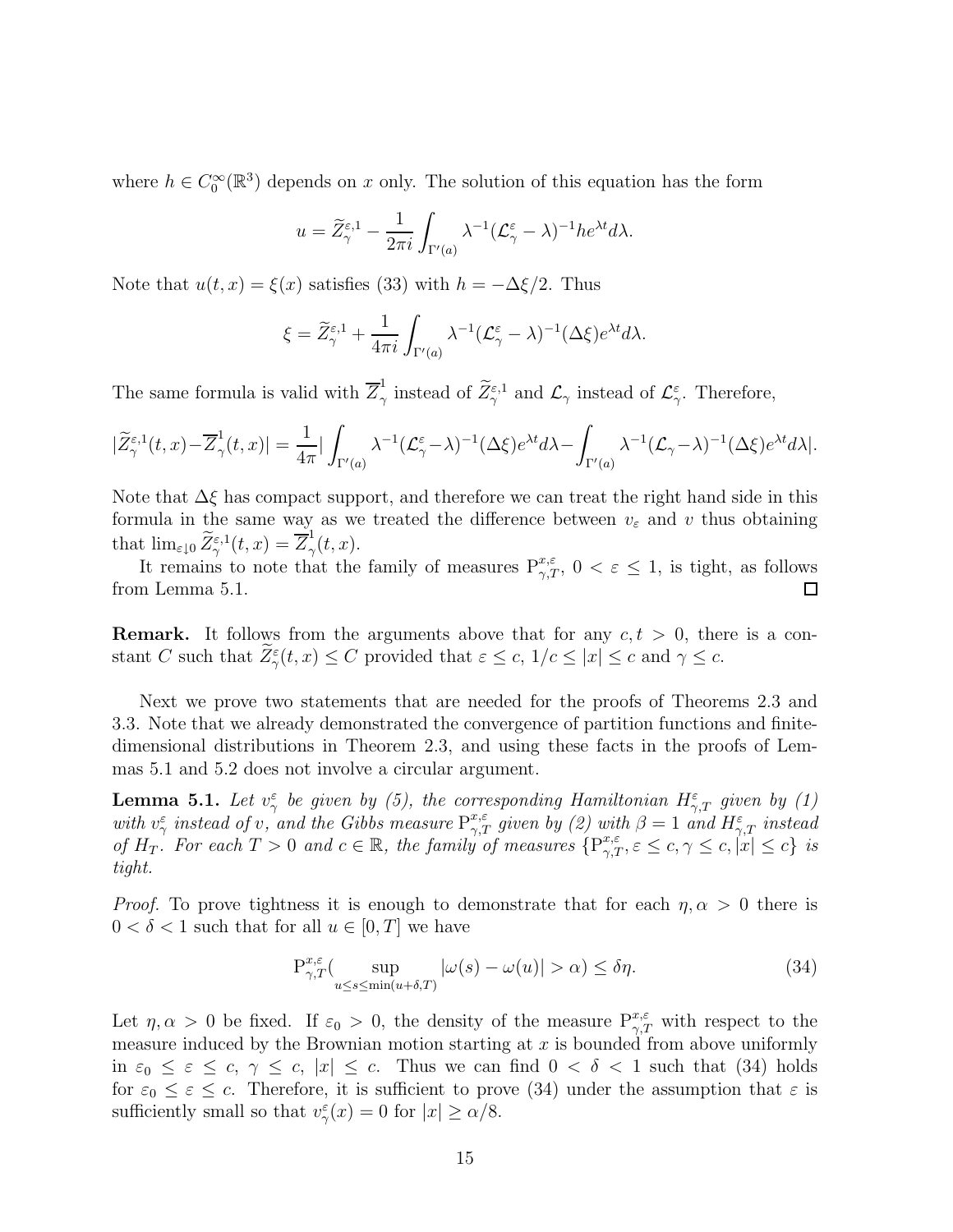where $h \in C_0^\infty(\mathbb{R}^3)$ depends on $x$ only. The solution of this equation has the form

$$u = \widetilde{Z}_\gamma^{\varepsilon,1} - \frac{1}{2\pi i} \int_{\Gamma'(a)} \lambda^{-1} (\mathcal{L}_\gamma^\varepsilon - \lambda)^{-1} h e^{\lambda t} d\lambda.$$

Note that $u(t,x) = \xi(x)$ satisfies (33) with $h = -\Delta \xi / 2$. Thus

$$\xi = \widetilde{Z}_\gamma^{\varepsilon,1} + \frac{1}{4\pi i} \int_{\Gamma'(a)} \lambda^{-1} (\mathcal{L}_\gamma^\varepsilon - \lambda)^{-1} (\Delta \xi) e^{\lambda t} d\lambda.$$

The same formula is valid with $\overline{Z}_\gamma^1$ instead of $\widetilde{Z}_\gamma^{\varepsilon,1}$ and $\mathcal{L}_\gamma$ instead of $\mathcal{L}_\gamma^\varepsilon$. Therefore,

$$|\widetilde{Z}_\gamma^{\varepsilon,1}(t,x) - \overline{Z}_\gamma^1(t,x)| = \frac{1}{4\pi} \left| \int_{\Gamma'(a)} \lambda^{-1} (\mathcal{L}_\gamma^\varepsilon - \lambda)^{-1} (\Delta \xi) e^{\lambda t} d\lambda - \int_{\Gamma'(a)} \lambda^{-1} (\mathcal{L}_\gamma - \lambda)^{-1} (\Delta \xi) e^{\lambda t} d\lambda \right|.$$

Note that $\Delta \xi$ has compact support, and therefore we can treat the right hand side in this formula in the same way as we treated the difference between $v_\varepsilon$ and $v$ thus obtaining that $\lim_{\varepsilon \downarrow 0} \widetilde{Z}_\gamma^{\varepsilon,1}(t,x) = \overline{Z}_\gamma^1(t,x)$.

It remains to note that the family of measures $\mathrm{P}_{\gamma,T}^{x,\varepsilon}$, $0 < \varepsilon \leq 1$, is tight, as follows from Lemma 5.1. $\square$

**Remark.** It follows from the arguments above that for any $c, t > 0$, there is a constant $C$ such that $\widetilde{Z}_\gamma^\varepsilon(t,x) \leq C$ provided that $\varepsilon \leq c$, $1/c \leq |x| \leq c$ and $\gamma \leq c$.

Next we prove two statements that are needed for the proofs of Theorems 2.3 and 3.3. Note that we already demonstrated the convergence of partition functions and finite-dimensional distributions in Theorem 2.3, and using these facts in the proofs of Lemmas 5.1 and 5.2 does not involve a circular argument.

**Lemma 5.1.** *Let $v_\gamma^\varepsilon$ be given by (5), the corresponding Hamiltonian $H_{\gamma,T}^\varepsilon$ given by (1) with $v_\gamma^\varepsilon$ instead of $v$, and the Gibbs measure $\mathrm{P}_{\gamma,T}^{x,\varepsilon}$ given by (2) with $\beta = 1$ and $H_{\gamma,T}^\varepsilon$ instead of $H_T$. For each $T > 0$ and $c \in \mathbb{R}$, the family of measures $\{\mathrm{P}_{\gamma,T}^{x,\varepsilon}, \varepsilon \leq c, \gamma \leq c, |x| \leq c\}$ is tight.*

*Proof.* To prove tightness it is enough to demonstrate that for each $\eta, \alpha > 0$ there is $0 < \delta < 1$ such that for all $u \in [0,T]$ we have

$$\mathrm{P}_{\gamma,T}^{x,\varepsilon}\Big( \sup_{u \leq s \leq \min(u+\delta, T)} |\omega(s) - \omega(u)| > \alpha \Big) \leq \delta \eta. \tag{34}$$

Let $\eta, \alpha > 0$ be fixed. If $\varepsilon_0 > 0$, the density of the measure $\mathrm{P}_{\gamma,T}^{x,\varepsilon}$ with respect to the measure induced by the Brownian motion starting at $x$ is bounded from above uniformly in $\varepsilon_0 \leq \varepsilon \leq c$, $\gamma \leq c$, $|x| \leq c$. Thus we can find $0 < \delta < 1$ such that (34) holds for $\varepsilon_0 \leq \varepsilon \leq c$. Therefore, it is sufficient to prove (34) under the assumption that $\varepsilon$ is sufficiently small so that $v_\gamma^\varepsilon(x) = 0$ for $|x| \geq \alpha/8$.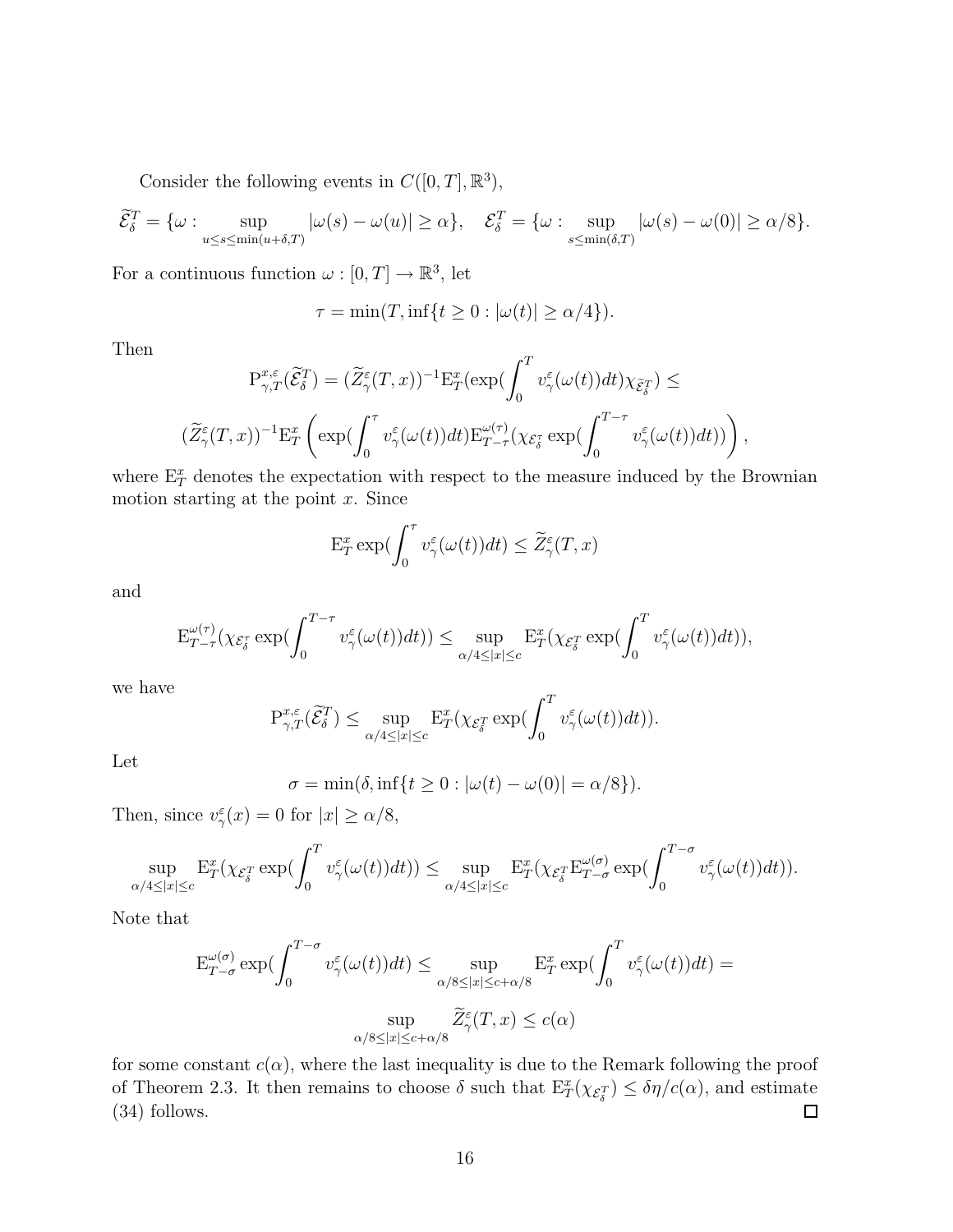Consider the following events in $C([0,T],\mathbb{R}^3)$,

$$\widetilde{\mathcal{E}}_\delta^T = \{\omega : \sup_{u\le s\le \min(u+\delta,T)} |\omega(s)-\omega(u)| \ge \alpha\}, \quad \mathcal{E}_\delta^T = \{\omega : \sup_{s\le \min(\delta,T)} |\omega(s)-\omega(0)| \ge \alpha/8\}.$$

For a continuous function $\omega : [0,T] \to \mathbb{R}^3$, let

$$\tau = \min(T, \inf\{t \ge 0 : |\omega(t)| \ge \alpha/4\}).$$

Then

$$\mathrm{P}_{\gamma,T}^{x,\varepsilon}(\widetilde{\mathcal{E}}_\delta^T) = (\widetilde{Z}_\gamma^\varepsilon(T,x))^{-1}\mathrm{E}_T^x(\exp(\int_0^T v_\gamma^\varepsilon(\omega(t))dt)\chi_{\widetilde{\mathcal{E}}_\delta^T}) \le$$

$$(\widetilde{Z}_\gamma^\varepsilon(T,x))^{-1}\mathrm{E}_T^x\left(\exp(\int_0^\tau v_\gamma^\varepsilon(\omega(t))dt)\mathrm{E}_{T-\tau}^{\omega(\tau)}(\chi_{\mathcal{E}_\delta^\tau}\exp(\int_0^{T-\tau} v_\gamma^\varepsilon(\omega(t))dt))\right),$$

where $\mathrm{E}_T^x$ denotes the expectation with respect to the measure induced by the Brownian motion starting at the point $x$. Since

$$\mathrm{E}_T^x \exp(\int_0^\tau v_\gamma^\varepsilon(\omega(t))dt) \le \widetilde{Z}_\gamma^\varepsilon(T,x)$$

and

$$\mathrm{E}_{T-\tau}^{\omega(\tau)}(\chi_{\mathcal{E}_\delta^\tau}\exp(\int_0^{T-\tau} v_\gamma^\varepsilon(\omega(t))dt)) \le \sup_{\alpha/4\le|x|\le c}\mathrm{E}_T^x(\chi_{\mathcal{E}_\delta^T}\exp(\int_0^T v_\gamma^\varepsilon(\omega(t))dt)),$$

we have

$$\mathrm{P}_{\gamma,T}^{x,\varepsilon}(\widetilde{\mathcal{E}}_\delta^T) \le \sup_{\alpha/4\le|x|\le c}\mathrm{E}_T^x(\chi_{\mathcal{E}_\delta^T}\exp(\int_0^T v_\gamma^\varepsilon(\omega(t))dt)).$$

Let

$$\sigma = \min(\delta, \inf\{t\ge 0 : |\omega(t)-\omega(0)| = \alpha/8\}).$$

Then, since $v_\gamma^\varepsilon(x) = 0$ for $|x| \ge \alpha/8$,

$$\sup_{\alpha/4\le|x|\le c}\mathrm{E}_T^x(\chi_{\mathcal{E}_\delta^T}\exp(\int_0^T v_\gamma^\varepsilon(\omega(t))dt)) \le \sup_{\alpha/4\le|x|\le c}\mathrm{E}_T^x(\chi_{\mathcal{E}_\delta^T}\mathrm{E}_{T-\sigma}^{\omega(\sigma)}\exp(\int_0^{T-\sigma} v_\gamma^\varepsilon(\omega(t))dt)).$$

Note that

$$\mathrm{E}_{T-\sigma}^{\omega(\sigma)}\exp(\int_0^{T-\sigma} v_\gamma^\varepsilon(\omega(t))dt) \le \sup_{\alpha/8\le|x|\le c+\alpha/8}\mathrm{E}_T^x\exp(\int_0^T v_\gamma^\varepsilon(\omega(t))dt) =$$

$$\sup_{\alpha/8\le|x|\le c+\alpha/8}\widetilde{Z}_\gamma^\varepsilon(T,x) \le c(\alpha)$$

for some constant $c(\alpha)$, where the last inequality is due to the Remark following the proof of Theorem 2.3. It then remains to choose $\delta$ such that $\mathrm{E}_T^x(\chi_{\mathcal{E}_\delta^T}) \le \delta\eta/c(\alpha)$, and estimate (34) follows. $\square$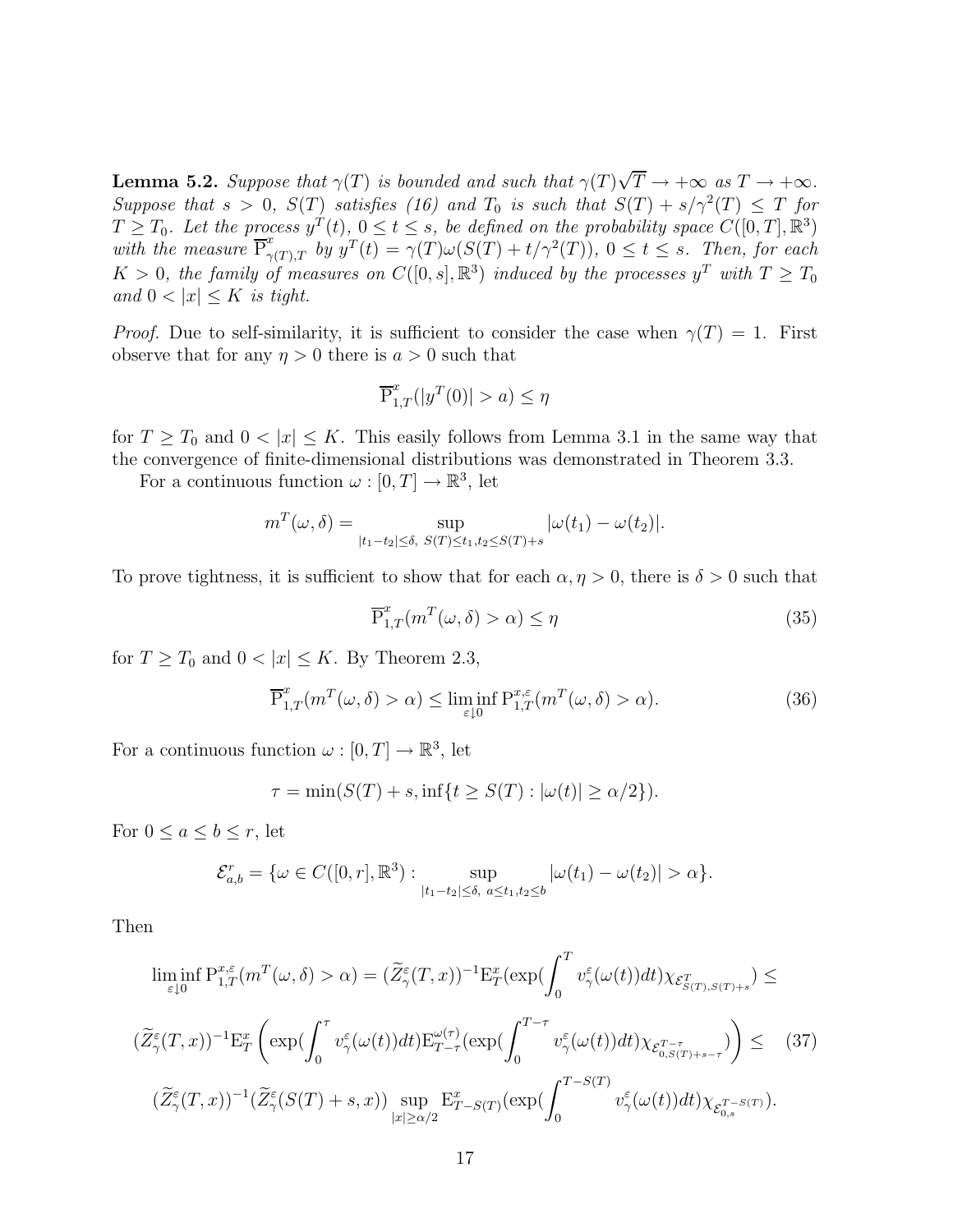**Lemma 5.2.** *Suppose that $\gamma(T)$ is bounded and such that $\gamma(T)\sqrt{T} \to +\infty$ as $T \to +\infty$. Suppose that $s > 0$, $S(T)$ satisfies (16) and $T_0$ is such that $S(T) + s/\gamma^2(T) \leq T$ for $T \geq T_0$. Let the process $y^T(t)$, $0 \leq t \leq s$, be defined on the probability space $C([0,T],\mathbb{R}^3)$ with the measure $\overline{\mathrm{P}}^x_{\gamma(T),T}$ by $y^T(t) = \gamma(T)\omega(S(T) + t/\gamma^2(T))$, $0 \leq t \leq s$. Then, for each $K > 0$, the family of measures on $C([0,s],\mathbb{R}^3)$ induced by the processes $y^T$ with $T \geq T_0$ and $0 < |x| \leq K$ is tight.*

*Proof.* Due to self-similarity, it is sufficient to consider the case when $\gamma(T) = 1$. First observe that for any $\eta > 0$ there is $a > 0$ such that

$$\overline{\mathrm{P}}^x_{1,T}(|y^T(0)| > a) \leq \eta$$

for $T \geq T_0$ and $0 < |x| \leq K$. This easily follows from Lemma 3.1 in the same way that the convergence of finite-dimensional distributions was demonstrated in Theorem 3.3.

For a continuous function $\omega : [0,T] \to \mathbb{R}^3$, let

$$m^T(\omega,\delta) = \sup_{|t_1-t_2|\leq\delta,\ S(T)\leq t_1,t_2\leq S(T)+s} |\omega(t_1) - \omega(t_2)|.$$

To prove tightness, it is sufficient to show that for each $\alpha, \eta > 0$, there is $\delta > 0$ such that

$$\overline{\mathrm{P}}^x_{1,T}(m^T(\omega,\delta) > \alpha) \leq \eta \tag{35}$$

for $T \geq T_0$ and $0 < |x| \leq K$. By Theorem 2.3,

$$\overline{\mathrm{P}}^x_{1,T}(m^T(\omega,\delta) > \alpha) \leq \liminf_{\varepsilon\downarrow 0} \mathrm{P}^{x,\varepsilon}_{1,T}(m^T(\omega,\delta) > \alpha). \tag{36}$$

For a continuous function $\omega : [0,T] \to \mathbb{R}^3$, let

$$\tau = \min(S(T) + s, \inf\{t \geq S(T) : |\omega(t)| \geq \alpha/2\}).$$

For $0 \leq a \leq b \leq r$, let

$$\mathcal{E}^r_{a,b} = \{\omega \in C([0,r],\mathbb{R}^3) : \sup_{|t_1-t_2|\leq\delta,\ a\leq t_1,t_2\leq b} |\omega(t_1) - \omega(t_2)| > \alpha\}.$$

Then

$$\liminf_{\varepsilon\downarrow 0} \mathrm{P}^{x,\varepsilon}_{1,T}(m^T(\omega,\delta) > \alpha) = (\widetilde{Z}^\varepsilon_\gamma(T,x))^{-1}\mathrm{E}^x_T(\exp(\int_0^T v^\varepsilon_\gamma(\omega(t))dt)\chi_{\mathcal{E}^T_{S(T),S(T)+s}}) \leq$$
$$(\widetilde{Z}^\varepsilon_\gamma(T,x))^{-1}\mathrm{E}^x_T\left(\exp(\int_0^\tau v^\varepsilon_\gamma(\omega(t))dt)\mathrm{E}^{\omega(\tau)}_{T-\tau}(\exp(\int_0^{T-\tau} v^\varepsilon_\gamma(\omega(t))dt)\chi_{\mathcal{E}^{T-\tau}_{0,S(T)+s-\tau}})\right) \leq \tag{37}$$
$$(\widetilde{Z}^\varepsilon_\gamma(T,x))^{-1}(\widetilde{Z}^\varepsilon_\gamma(S(T)+s,x)) \sup_{|x|\geq\alpha/2} \mathrm{E}^x_{T-S(T)}(\exp(\int_0^{T-S(T)} v^\varepsilon_\gamma(\omega(t))dt)\chi_{\mathcal{E}^{T-S(T)}_{0,s}}).$$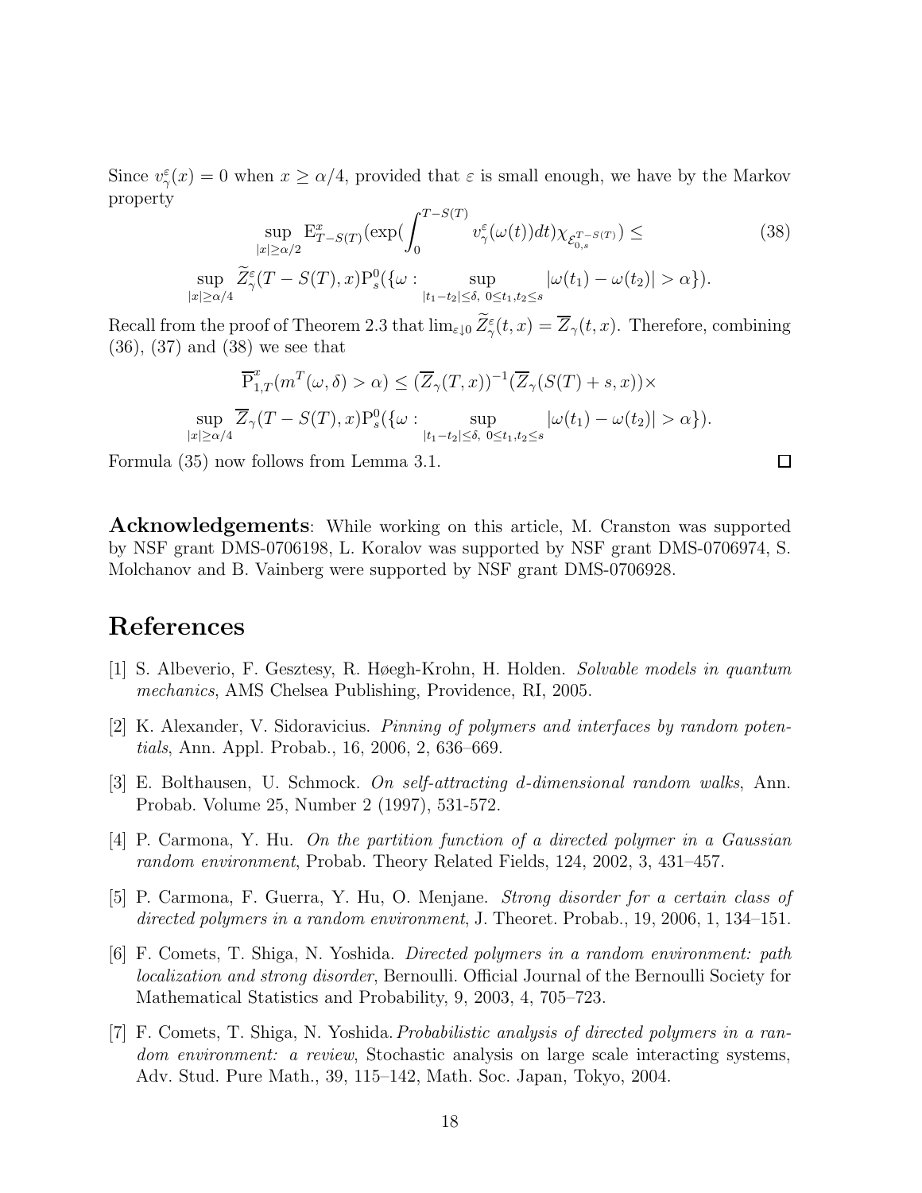Since $v_\gamma^\varepsilon(x) = 0$ when $x \geq \alpha/4$, provided that $\varepsilon$ is small enough, we have by the Markov property

$$
\sup_{|x|\geq \alpha/2} \mathrm{E}^x_{T-S(T)}(\exp(\int_0^{T-S(T)} v_\gamma^\varepsilon(\omega(t))dt)\chi_{\mathcal{E}_{0,s}^{T-S(T)}}) \leq \tag{38}
$$

$$
\sup_{|x|\geq \alpha/4} \widetilde{Z}_\gamma^\varepsilon(T-S(T),x)\mathrm{P}_s^0(\{\omega : \sup_{|t_1-t_2|\leq\delta,\ 0\leq t_1,t_2\leq s} |\omega(t_1)-\omega(t_2)| > \alpha\}).
$$

Recall from the proof of Theorem 2.3 that $\lim_{\varepsilon\downarrow 0} \widetilde{Z}_\gamma^\varepsilon(t,x) = \overline{Z}_\gamma(t,x)$. Therefore, combining (36), (37) and (38) we see that

$$
\overline{\mathrm{P}}^x_{1,T}(m^T(\omega,\delta) > \alpha) \leq (\overline{Z}_\gamma(T,x))^{-1}(\overline{Z}_\gamma(S(T)+s,x))\times
$$

$$
\sup_{|x|\geq \alpha/4} \overline{Z}_\gamma(T-S(T),x)\mathrm{P}_s^0(\{\omega : \sup_{|t_1-t_2|\leq\delta,\ 0\leq t_1,t_2\leq s} |\omega(t_1)-\omega(t_2)| > \alpha\}).
$$

Formula (35) now follows from Lemma 3.1. $\square$

**Acknowledgements**: While working on this article, M. Cranston was supported by NSF grant DMS-0706198, L. Koralov was supported by NSF grant DMS-0706974, S. Molchanov and B. Vainberg were supported by NSF grant DMS-0706928.

# References

[1] S. Albeverio, F. Gesztesy, R. Høegh-Krohn, H. Holden. *Solvable models in quantum mechanics*, AMS Chelsea Publishing, Providence, RI, 2005.

[2] K. Alexander, V. Sidoravicius. *Pinning of polymers and interfaces by random potentials*, Ann. Appl. Probab., 16, 2006, 2, 636–669.

[3] E. Bolthausen, U. Schmock. *On self-attracting d-dimensional random walks*, Ann. Probab. Volume 25, Number 2 (1997), 531-572.

[4] P. Carmona, Y. Hu. *On the partition function of a directed polymer in a Gaussian random environment*, Probab. Theory Related Fields, 124, 2002, 3, 431–457.

[5] P. Carmona, F. Guerra, Y. Hu, O. Menjane. *Strong disorder for a certain class of directed polymers in a random environment*, J. Theoret. Probab., 19, 2006, 1, 134–151.

[6] F. Comets, T. Shiga, N. Yoshida. *Directed polymers in a random environment: path localization and strong disorder*, Bernoulli. Official Journal of the Bernoulli Society for Mathematical Statistics and Probability, 9, 2003, 4, 705–723.

[7] F. Comets, T. Shiga, N. Yoshida. *Probabilistic analysis of directed polymers in a random environment: a review*, Stochastic analysis on large scale interacting systems, Adv. Stud. Pure Math., 39, 115–142, Math. Soc. Japan, Tokyo, 2004.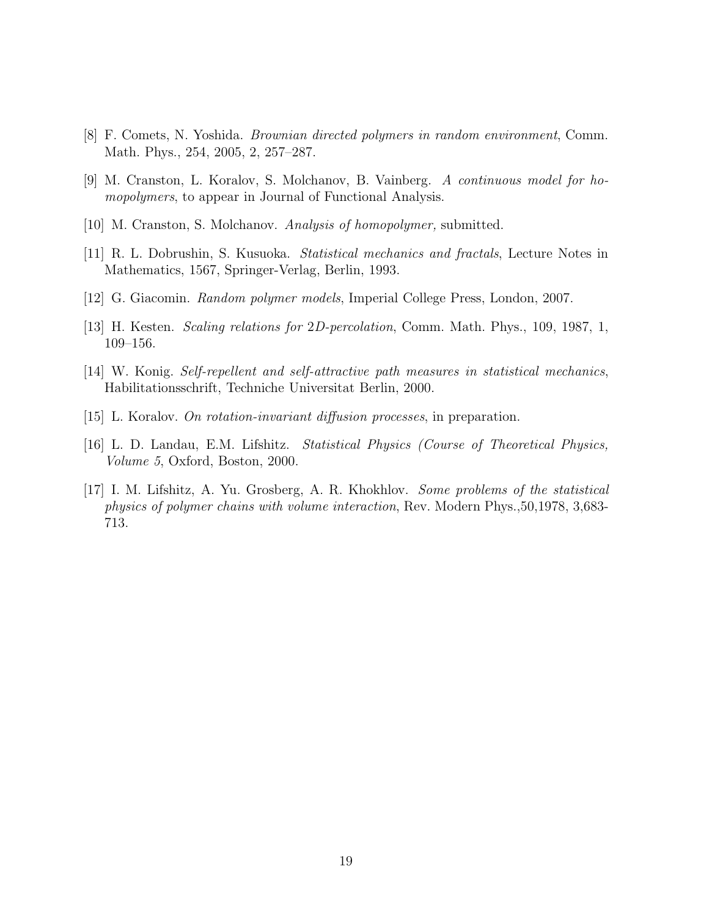[8] F. Comets, N. Yoshida. *Brownian directed polymers in random environment*, Comm. Math. Phys., 254, 2005, 2, 257–287.

[9] M. Cranston, L. Koralov, S. Molchanov, B. Vainberg. *A continuous model for homopolymers*, to appear in Journal of Functional Analysis.

[10] M. Cranston, S. Molchanov. *Analysis of homopolymer,* submitted.

[11] R. L. Dobrushin, S. Kusuoka. *Statistical mechanics and fractals*, Lecture Notes in Mathematics, 1567, Springer-Verlag, Berlin, 1993.

[12] G. Giacomin. *Random polymer models*, Imperial College Press, London, 2007.

[13] H. Kesten. *Scaling relations for 2D-percolation*, Comm. Math. Phys., 109, 1987, 1, 109–156.

[14] W. Konig. *Self-repellent and self-attractive path measures in statistical mechanics*, Habilitationsschrift, Techniche Universitat Berlin, 2000.

[15] L. Koralov. *On rotation-invariant diffusion processes*, in preparation.

[16] L. D. Landau, E.M. Lifshitz. *Statistical Physics (Course of Theoretical Physics, Volume 5*, Oxford, Boston, 2000.

[17] I. M. Lifshitz, A. Yu. Grosberg, A. R. Khokhlov. *Some problems of the statistical physics of polymer chains with volume interaction*, Rev. Modern Phys.,50,1978, 3,683-713.